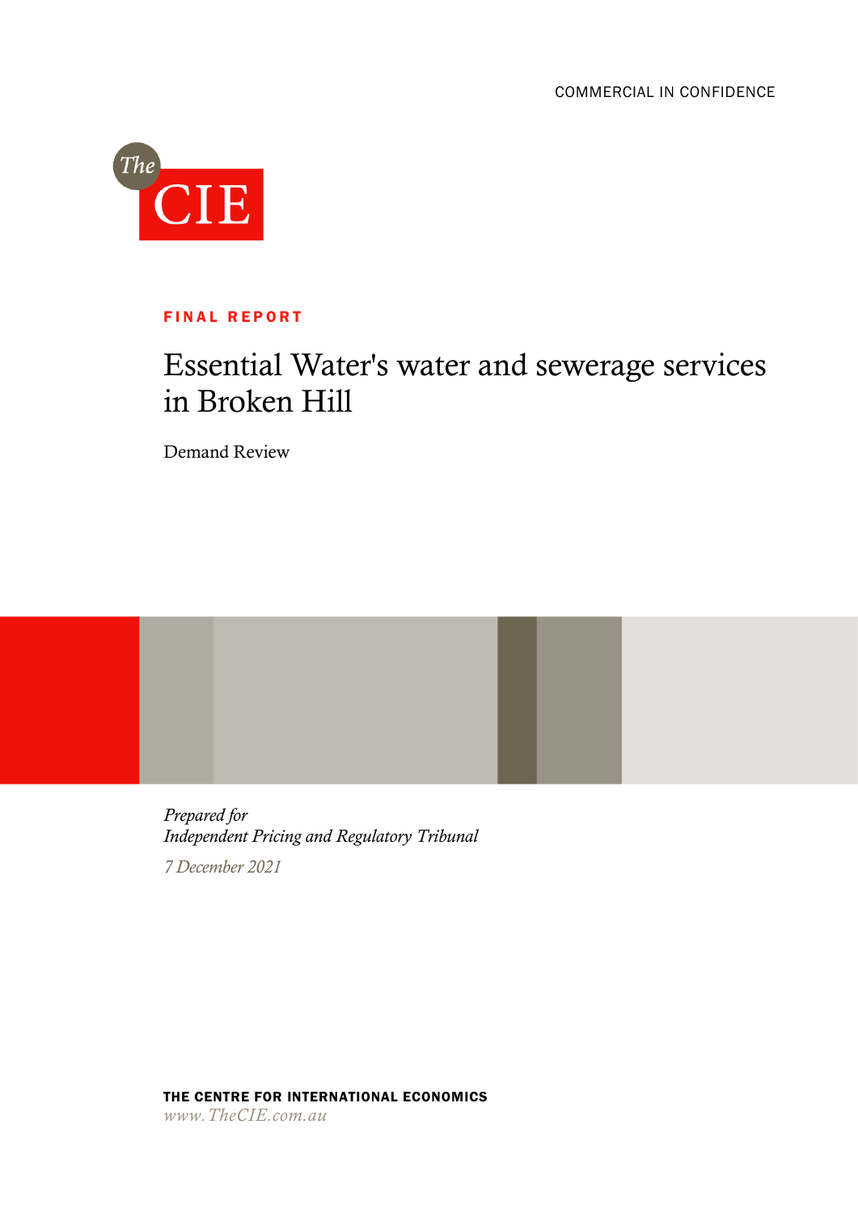COMMERCIAL IN CONFIDENCE

The CIE

**FINAL REPORT**

# Essential Water's water and sewerage services in Broken Hill

Demand Review

*Prepared for*
*Independent Pricing and Regulatory Tribunal*

*7 December 2021*

**THE CENTRE FOR INTERNATIONAL ECONOMICS**
*www.TheCIE.com.au*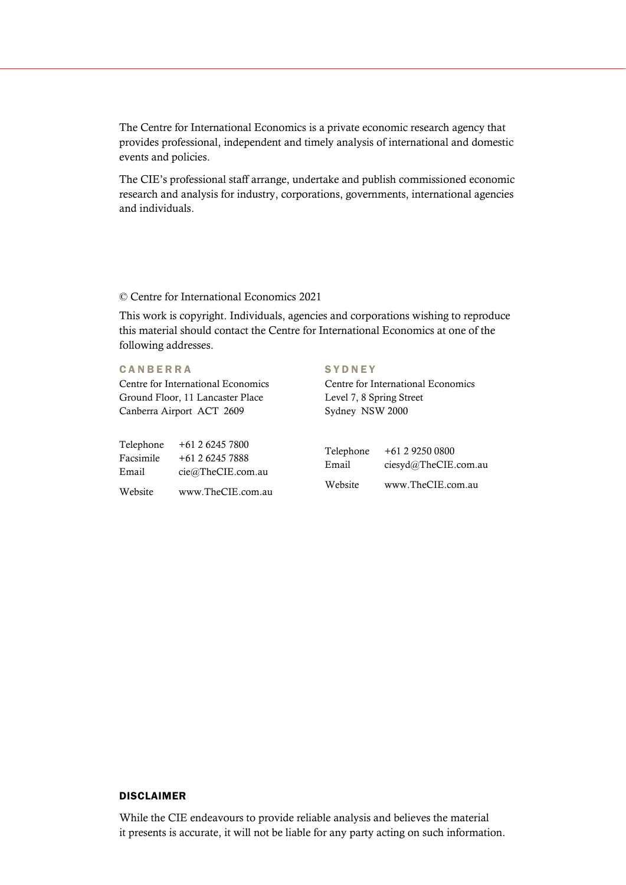The Centre for International Economics is a private economic research agency that provides professional, independent and timely analysis of international and domestic events and policies.

The CIE's professional staff arrange, undertake and publish commissioned economic research and analysis for industry, corporations, governments, international agencies and individuals.

© Centre for International Economics 2021

This work is copyright. Individuals, agencies and corporations wishing to reproduce this material should contact the Centre for International Economics at one of the following addresses.

**CANBERRA**

Centre for International Economics
Ground Floor, 11 Lancaster Place
Canberra Airport ACT 2609

Telephone +61 2 6245 7800
Facsimile +61 2 6245 7888
Email cie@TheCIE.com.au

Website www.TheCIE.com.au

**SYDNEY**

Centre for International Economics
Level 7, 8 Spring Street
Sydney NSW 2000

Telephone +61 2 9250 0800
Email ciesyd@TheCIE.com.au

Website www.TheCIE.com.au

**DISCLAIMER**

While the CIE endeavours to provide reliable analysis and believes the material it presents is accurate, it will not be liable for any party acting on such information.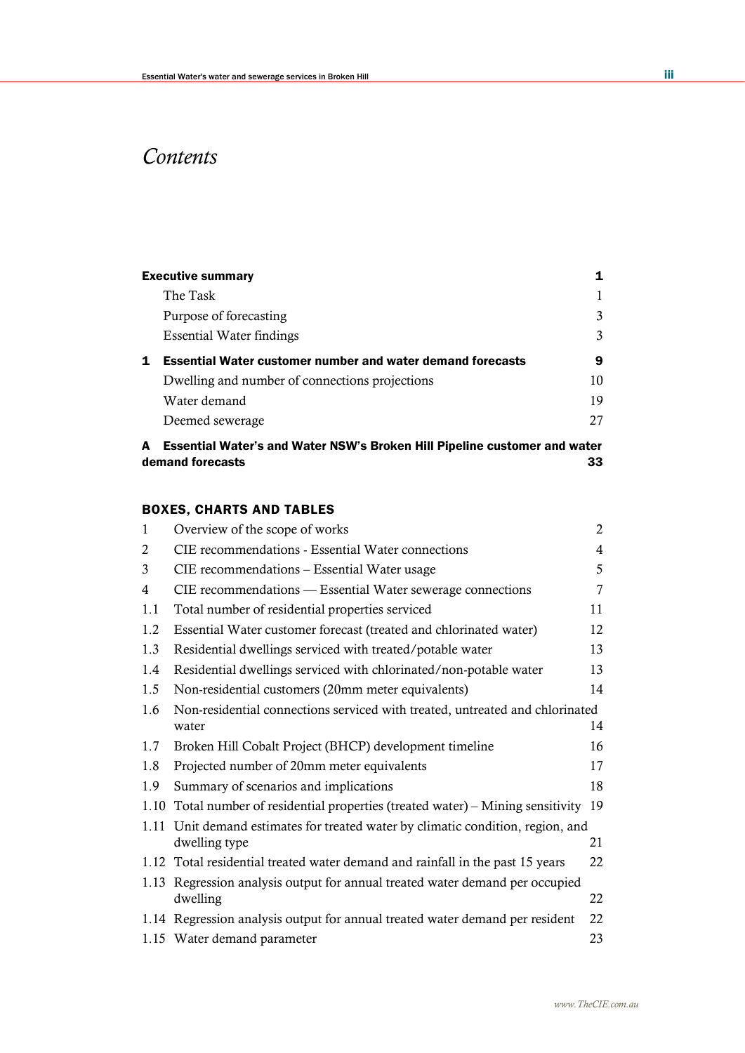# Contents

| | | |
|---|---|---|
| **Executive summary** | | **1** |
| | The Task | 1 |
| | Purpose of forecasting | 3 |
| | Essential Water findings | 3 |
| **1** | **Essential Water customer number and water demand forecasts** | **9** |
| | Dwelling and number of connections projections | 10 |
| | Water demand | 19 |
| | Deemed sewerage | 27 |
| **A** | **Essential Water's and Water NSW's Broken Hill Pipeline customer and water demand forecasts** | **33** |

## BOXES, CHARTS AND TABLES

| | | |
|---|---|---|
| 1 | Overview of the scope of works | 2 |
| 2 | CIE recommendations - Essential Water connections | 4 |
| 3 | CIE recommendations – Essential Water usage | 5 |
| 4 | CIE recommendations — Essential Water sewerage connections | 7 |
| 1.1 | Total number of residential properties serviced | 11 |
| 1.2 | Essential Water customer forecast (treated and chlorinated water) | 12 |
| 1.3 | Residential dwellings serviced with treated/potable water | 13 |
| 1.4 | Residential dwellings serviced with chlorinated/non-potable water | 13 |
| 1.5 | Non-residential customers (20mm meter equivalents) | 14 |
| 1.6 | Non-residential connections serviced with treated, untreated and chlorinated water | 14 |
| 1.7 | Broken Hill Cobalt Project (BHCP) development timeline | 16 |
| 1.8 | Projected number of 20mm meter equivalents | 17 |
| 1.9 | Summary of scenarios and implications | 18 |
| 1.10 | Total number of residential properties (treated water) – Mining sensitivity | 19 |
| 1.11 | Unit demand estimates for treated water by climatic condition, region, and dwelling type | 21 |
| 1.12 | Total residential treated water demand and rainfall in the past 15 years | 22 |
| 1.13 | Regression analysis output for annual treated water demand per occupied dwelling | 22 |
| 1.14 | Regression analysis output for annual treated water demand per resident | 22 |
| 1.15 | Water demand parameter | 23 |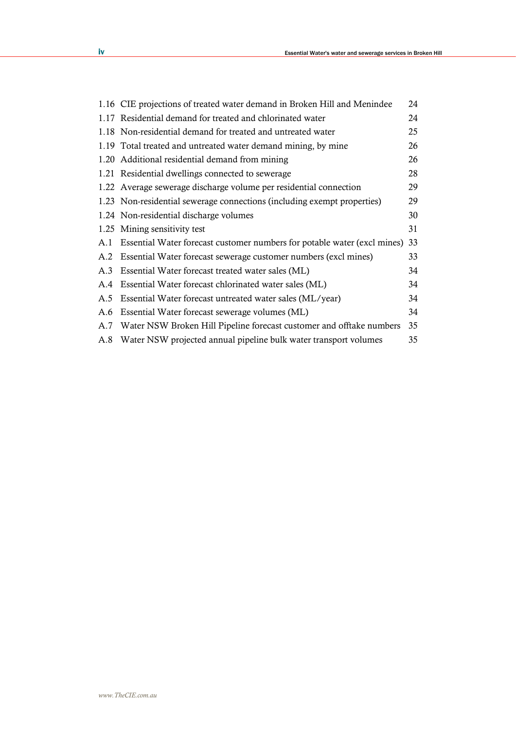| | | |
|---|---|---|
| 1.16 | CIE projections of treated water demand in Broken Hill and Menindee | 24 |
| 1.17 | Residential demand for treated and chlorinated water | 24 |
| 1.18 | Non-residential demand for treated and untreated water | 25 |
| 1.19 | Total treated and untreated water demand mining, by mine | 26 |
| 1.20 | Additional residential demand from mining | 26 |
| 1.21 | Residential dwellings connected to sewerage | 28 |
| 1.22 | Average sewerage discharge volume per residential connection | 29 |
| 1.23 | Non-residential sewerage connections (including exempt properties) | 29 |
| 1.24 | Non-residential discharge volumes | 30 |
| 1.25 | Mining sensitivity test | 31 |
| A.1 | Essential Water forecast customer numbers for potable water (excl mines) | 33 |
| A.2 | Essential Water forecast sewerage customer numbers (excl mines) | 33 |
| A.3 | Essential Water forecast treated water sales (ML) | 34 |
| A.4 | Essential Water forecast chlorinated water sales (ML) | 34 |
| A.5 | Essential Water forecast untreated water sales (ML/year) | 34 |
| A.6 | Essential Water forecast sewerage volumes (ML) | 34 |
| A.7 | Water NSW Broken Hill Pipeline forecast customer and offtake numbers | 35 |
| A.8 | Water NSW projected annual pipeline bulk water transport volumes | 35 |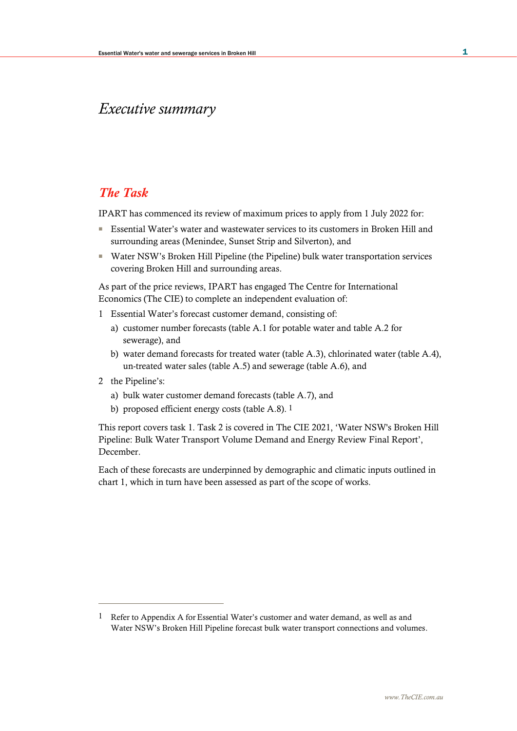# *Executive summary*

## *The Task*

IPART has commenced its review of maximum prices to apply from 1 July 2022 for:

- Essential Water's water and wastewater services to its customers in Broken Hill and surrounding areas (Menindee, Sunset Strip and Silverton), and
- Water NSW's Broken Hill Pipeline (the Pipeline) bulk water transportation services covering Broken Hill and surrounding areas.

As part of the price reviews, IPART has engaged The Centre for International Economics (The CIE) to complete an independent evaluation of:

1. Essential Water's forecast customer demand, consisting of:
   a) customer number forecasts (table A.1 for potable water and table A.2 for sewerage), and
   b) water demand forecasts for treated water (table A.3), chlorinated water (table A.4), un-treated water sales (table A.5) and sewerage (table A.6), and
2. the Pipeline's:
   a) bulk water customer demand forecasts (table A.7), and
   b) proposed efficient energy costs (table A.8). [1]

This report covers task 1. Task 2 is covered in The CIE 2021, 'Water NSW's Broken Hill Pipeline: Bulk Water Transport Volume Demand and Energy Review Final Report', December.

Each of these forecasts are underpinned by demographic and climatic inputs outlined in chart 1, which in turn have been assessed as part of the scope of works.

---

1 Refer to Appendix A for Essential Water's customer and water demand, as well as and Water NSW's Broken Hill Pipeline forecast bulk water transport connections and volumes.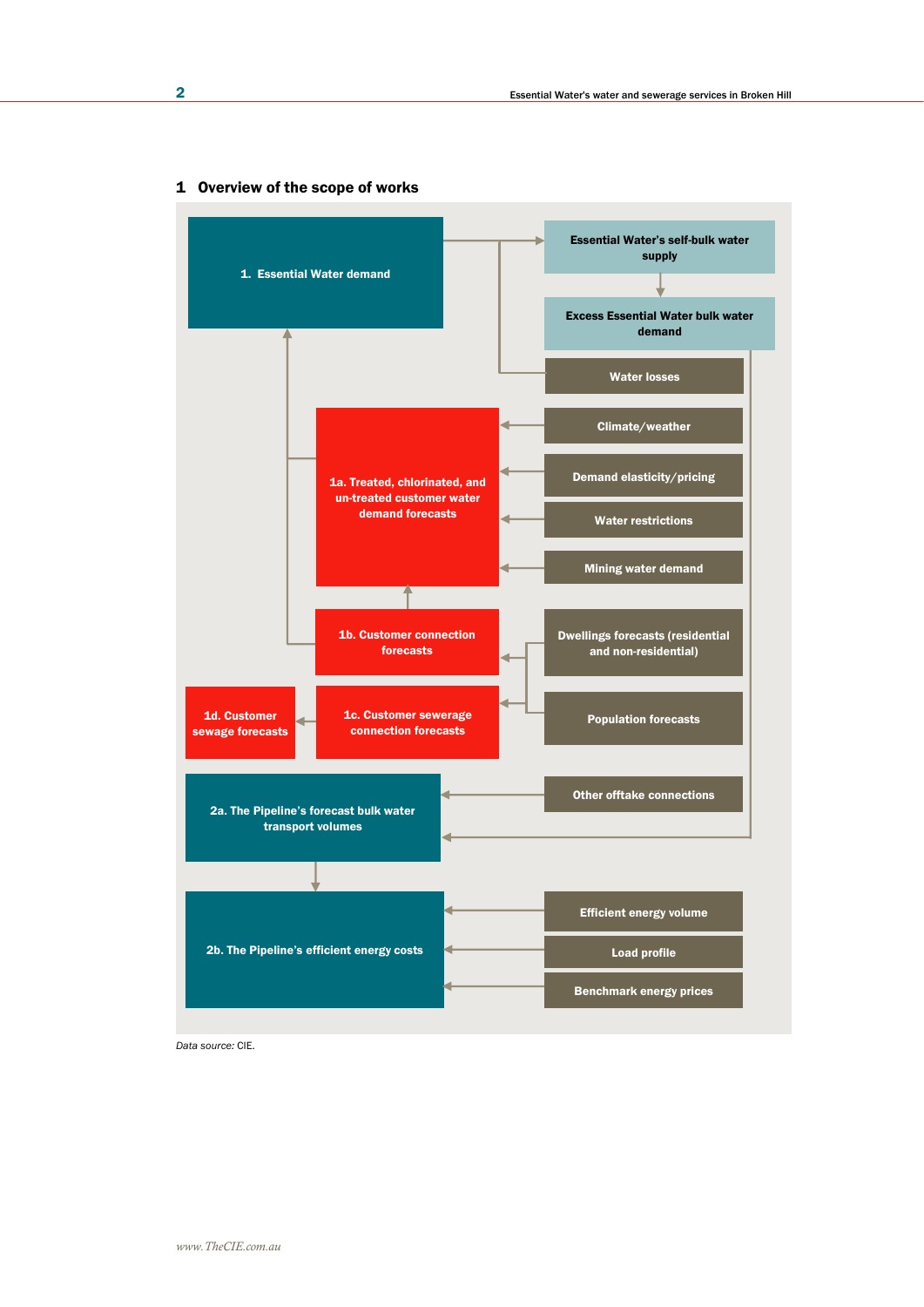## 1 Overview of the scope of works

1. Essential Water demand

Essential Water's self-bulk water supply

Excess Essential Water bulk water demand

Water losses

1a. Treated, chlorinated, and un-treated customer water demand forecasts

Climate/weather

Demand elasticity/pricing

Water restrictions

Mining water demand

1b. Customer connection forecasts

Dwellings forecasts (residential and non-residential)

1d. Customer sewage forecasts

1c. Customer sewerage connection forecasts

Population forecasts

2a. The Pipeline's forecast bulk water transport volumes

Other offtake connections

2b. The Pipeline's efficient energy costs

Efficient energy volume

Load profile

Benchmark energy prices

*Data source:* CIE.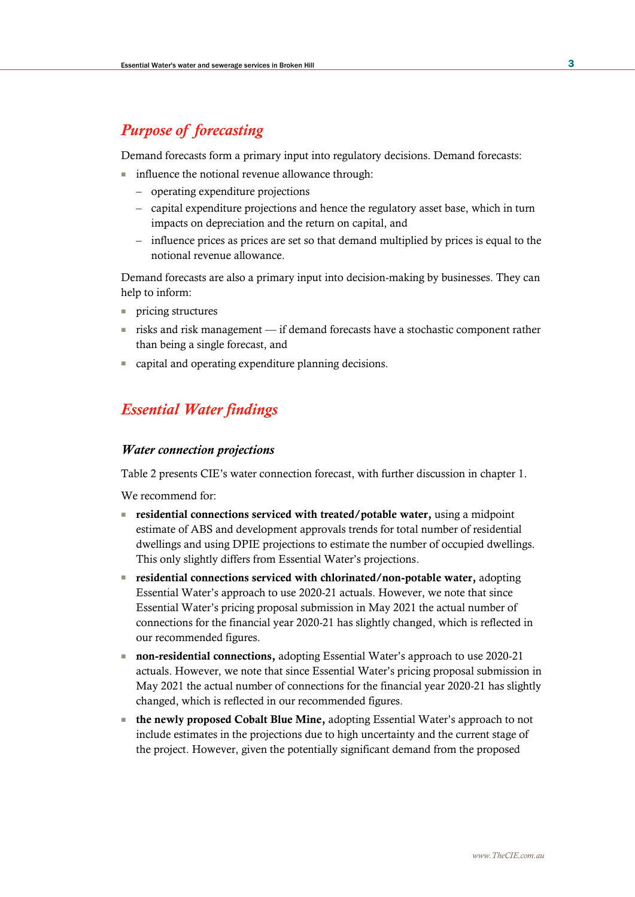## *Purpose of forecasting*

Demand forecasts form a primary input into regulatory decisions. Demand forecasts:

- influence the notional revenue allowance through:
  - operating expenditure projections
  - capital expenditure projections and hence the regulatory asset base, which in turn impacts on depreciation and the return on capital, and
  - influence prices as prices are set so that demand multiplied by prices is equal to the notional revenue allowance.

Demand forecasts are also a primary input into decision-making by businesses. They can help to inform:

- pricing structures
- risks and risk management — if demand forecasts have a stochastic component rather than being a single forecast, and
- capital and operating expenditure planning decisions.

## *Essential Water findings*

### *Water connection projections*

Table 2 presents CIE's water connection forecast, with further discussion in chapter 1.

We recommend for:

- **residential connections serviced with treated/potable water,** using a midpoint estimate of ABS and development approvals trends for total number of residential dwellings and using DPIE projections to estimate the number of occupied dwellings. This only slightly differs from Essential Water's projections.
- **residential connections serviced with chlorinated/non-potable water,** adopting Essential Water's approach to use 2020-21 actuals. However, we note that since Essential Water's pricing proposal submission in May 2021 the actual number of connections for the financial year 2020-21 has slightly changed, which is reflected in our recommended figures.
- **non-residential connections,** adopting Essential Water's approach to use 2020-21 actuals. However, we note that since Essential Water's pricing proposal submission in May 2021 the actual number of connections for the financial year 2020-21 has slightly changed, which is reflected in our recommended figures.
- **the newly proposed Cobalt Blue Mine,** adopting Essential Water's approach to not include estimates in the projections due to high uncertainty and the current stage of the project. However, given the potentially significant demand from the proposed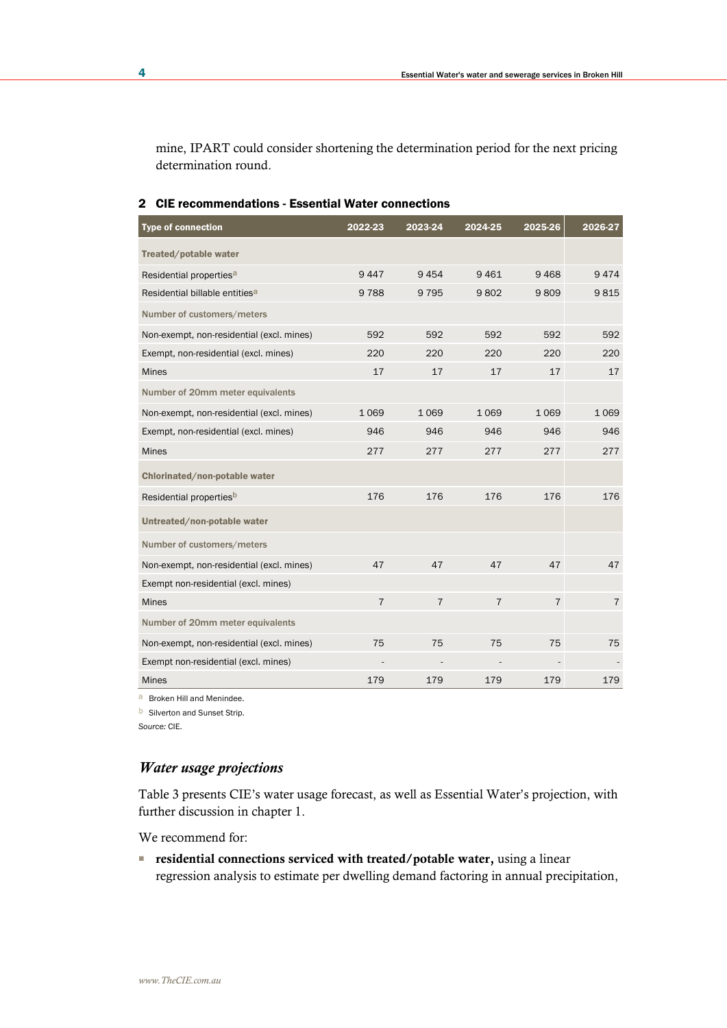mine, IPART could consider shortening the determination period for the next pricing determination round.

### 2 CIE recommendations - Essential Water connections

| Type of connection | 2022-23 | 2023-24 | 2024-25 | 2025-26 | 2026-27 |
|---|---|---|---|---|---|
| **Treated/potable water** | | | | | |
| Residential properties[a] | 9 447 | 9 454 | 9 461 | 9 468 | 9 474 |
| Residential billable entities[a] | 9 788 | 9 795 | 9 802 | 9 809 | 9 815 |
| Number of customers/meters | | | | | |
| Non-exempt, non-residential (excl. mines) | 592 | 592 | 592 | 592 | 592 |
| Exempt, non-residential (excl. mines) | 220 | 220 | 220 | 220 | 220 |
| Mines | 17 | 17 | 17 | 17 | 17 |
| Number of 20mm meter equivalents | | | | | |
| Non-exempt, non-residential (excl. mines) | 1 069 | 1 069 | 1 069 | 1 069 | 1 069 |
| Exempt, non-residential (excl. mines) | 946 | 946 | 946 | 946 | 946 |
| Mines | 277 | 277 | 277 | 277 | 277 |
| **Chlorinated/non-potable water** | | | | | |
| Residential properties[b] | 176 | 176 | 176 | 176 | 176 |
| **Untreated/non-potable water** | | | | | |
| Number of customers/meters | | | | | |
| Non-exempt, non-residential (excl. mines) | 47 | 47 | 47 | 47 | 47 |
| Exempt non-residential (excl. mines) | | | | | |
| Mines | 7 | 7 | 7 | 7 | 7 |
| Number of 20mm meter equivalents | | | | | |
| Non-exempt, non-residential (excl. mines) | 75 | 75 | 75 | 75 | 75 |
| Exempt non-residential (excl. mines) | - | - | - | - | - |
| Mines | 179 | 179 | 179 | 179 | 179 |

[a] Broken Hill and Menindee.

[b] Silverton and Sunset Strip.

*Source:* CIE.

### *Water usage projections*

Table 3 presents CIE's water usage forecast, as well as Essential Water's projection, with further discussion in chapter 1.

We recommend for:

- **residential connections serviced with treated/potable water,** using a linear regression analysis to estimate per dwelling demand factoring in annual precipitation,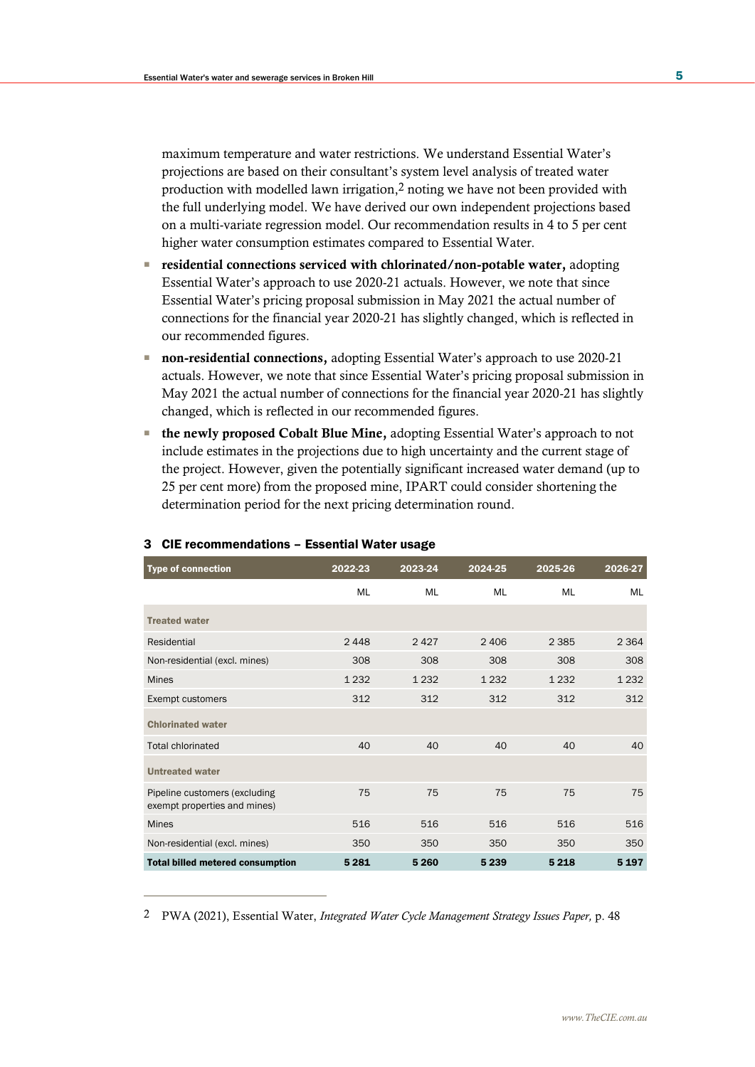maximum temperature and water restrictions. We understand Essential Water's projections are based on their consultant's system level analysis of treated water production with modelled lawn irrigation,[2] noting we have not been provided with the full underlying model. We have derived our own independent projections based on a multi-variate regression model. Our recommendation results in 4 to 5 per cent higher water consumption estimates compared to Essential Water.

- **residential connections serviced with chlorinated/non-potable water,** adopting Essential Water's approach to use 2020-21 actuals. However, we note that since Essential Water's pricing proposal submission in May 2021 the actual number of connections for the financial year 2020-21 has slightly changed, which is reflected in our recommended figures.
- **non-residential connections,** adopting Essential Water's approach to use 2020-21 actuals. However, we note that since Essential Water's pricing proposal submission in May 2021 the actual number of connections for the financial year 2020-21 has slightly changed, which is reflected in our recommended figures.
- **the newly proposed Cobalt Blue Mine,** adopting Essential Water's approach to not include estimates in the projections due to high uncertainty and the current stage of the project. However, given the potentially significant increased water demand (up to 25 per cent more) from the proposed mine, IPART could consider shortening the determination period for the next pricing determination round.

### 3 CIE recommendations – Essential Water usage

| Type of connection | 2022-23 | 2023-24 | 2024-25 | 2025-26 | 2026-27 |
|---|---|---|---|---|---|
| | ML | ML | ML | ML | ML |
| **Treated water** | | | | | |
| Residential | 2 448 | 2 427 | 2 406 | 2 385 | 2 364 |
| Non-residential (excl. mines) | 308 | 308 | 308 | 308 | 308 |
| Mines | 1 232 | 1 232 | 1 232 | 1 232 | 1 232 |
| Exempt customers | 312 | 312 | 312 | 312 | 312 |
| **Chlorinated water** | | | | | |
| Total chlorinated | 40 | 40 | 40 | 40 | 40 |
| **Untreated water** | | | | | |
| Pipeline customers (excluding exempt properties and mines) | 75 | 75 | 75 | 75 | 75 |
| Mines | 516 | 516 | 516 | 516 | 516 |
| Non-residential (excl. mines) | 350 | 350 | 350 | 350 | 350 |
| **Total billed metered consumption** | **5 281** | **5 260** | **5 239** | **5 218** | **5 197** |

[2] PWA (2021), Essential Water, *Integrated Water Cycle Management Strategy Issues Paper,* p. 48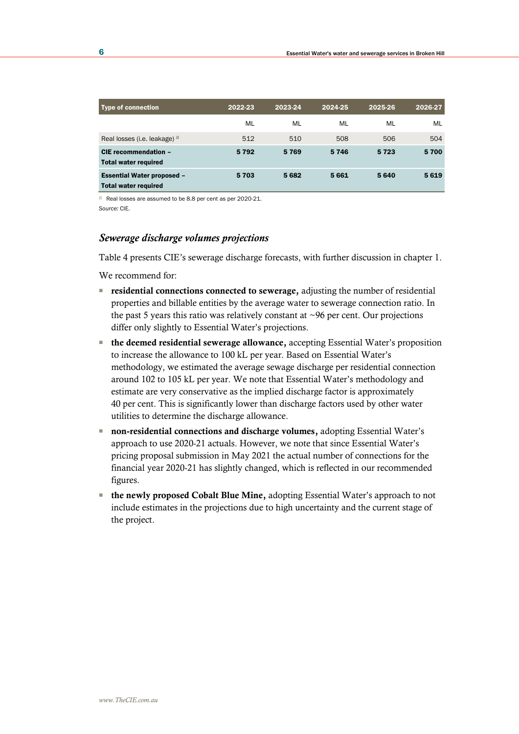| Type of connection | 2022-23 | 2023-24 | 2024-25 | 2025-26 | 2026-27 |
|---|---|---|---|---|---|
| | ML | ML | ML | ML | ML |
| Real losses (i.e. leakage) [a] | 512 | 510 | 508 | 506 | 504 |
| **CIE recommendation – Total water required** | **5 792** | **5 769** | **5 746** | **5 723** | **5 700** |
| **Essential Water proposed – Total water required** | **5 703** | **5 682** | **5 661** | **5 640** | **5 619** |

[a] Real losses are assumed to be 8.8 per cent as per 2020-21.

*Source:* CIE.

### *Sewerage discharge volumes projections*

Table 4 presents CIE's sewerage discharge forecasts, with further discussion in chapter 1.

We recommend for:

- **residential connections connected to sewerage,** adjusting the number of residential properties and billable entities by the average water to sewerage connection ratio. In the past 5 years this ratio was relatively constant at ~96 per cent. Our projections differ only slightly to Essential Water's projections.
- **the deemed residential sewerage allowance,** accepting Essential Water's proposition to increase the allowance to 100 kL per year. Based on Essential Water's methodology, we estimated the average sewage discharge per residential connection around 102 to 105 kL per year. We note that Essential Water's methodology and estimate are very conservative as the implied discharge factor is approximately 40 per cent. This is significantly lower than discharge factors used by other water utilities to determine the discharge allowance.
- **non-residential connections and discharge volumes,** adopting Essential Water's approach to use 2020-21 actuals. However, we note that since Essential Water's pricing proposal submission in May 2021 the actual number of connections for the financial year 2020-21 has slightly changed, which is reflected in our recommended figures.
- **the newly proposed Cobalt Blue Mine,** adopting Essential Water's approach to not include estimates in the projections due to high uncertainty and the current stage of the project.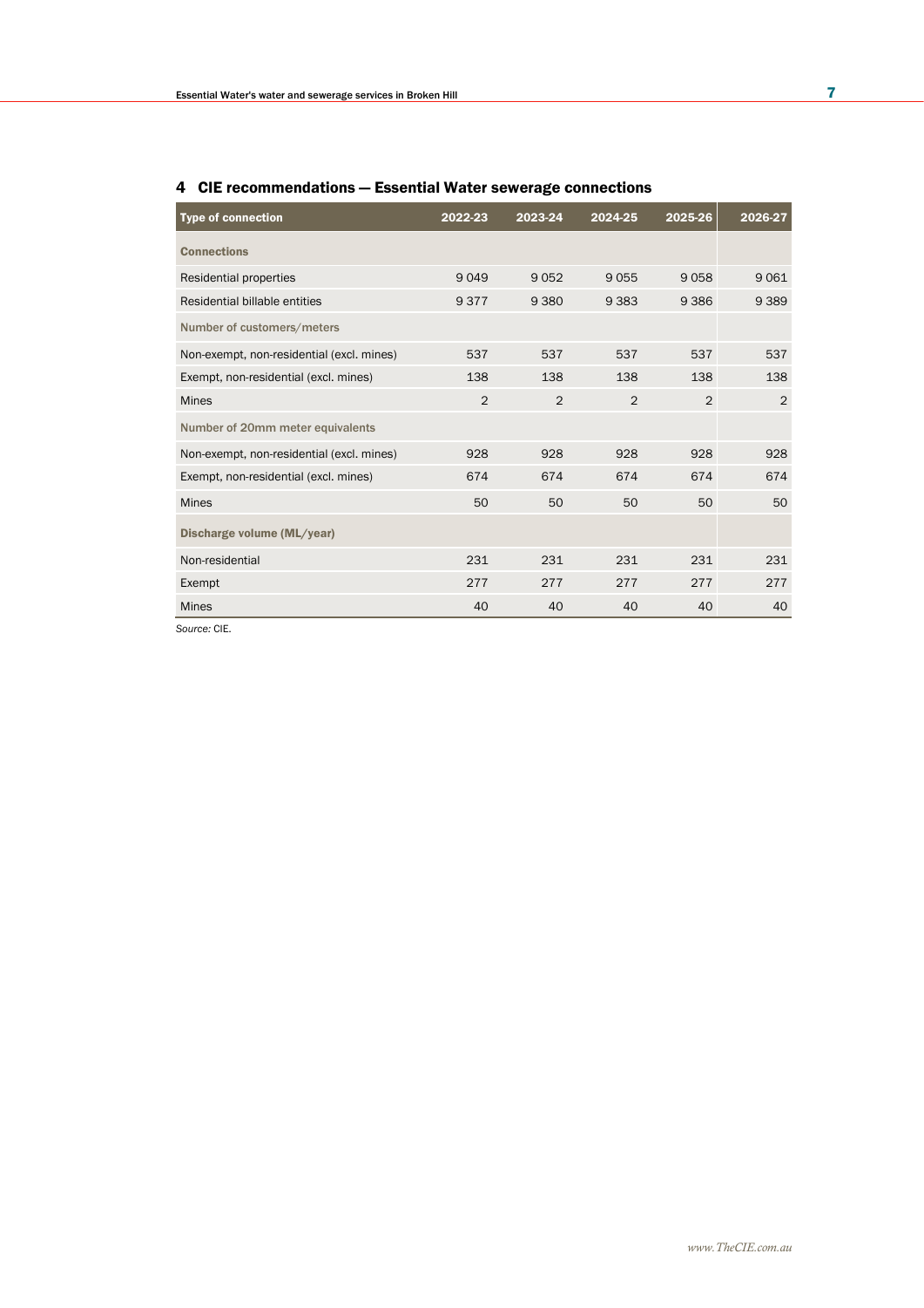#### 4 CIE recommendations — Essential Water sewerage connections

| Type of connection | 2022-23 | 2023-24 | 2024-25 | 2025-26 | 2026-27 |
|---|---|---|---|---|---|
| **Connections** | | | | | |
| Residential properties | 9 049 | 9 052 | 9 055 | 9 058 | 9 061 |
| Residential billable entities | 9 377 | 9 380 | 9 383 | 9 386 | 9 389 |
| **Number of customers/meters** | | | | | |
| Non-exempt, non-residential (excl. mines) | 537 | 537 | 537 | 537 | 537 |
| Exempt, non-residential (excl. mines) | 138 | 138 | 138 | 138 | 138 |
| Mines | 2 | 2 | 2 | 2 | 2 |
| **Number of 20mm meter equivalents** | | | | | |
| Non-exempt, non-residential (excl. mines) | 928 | 928 | 928 | 928 | 928 |
| Exempt, non-residential (excl. mines) | 674 | 674 | 674 | 674 | 674 |
| Mines | 50 | 50 | 50 | 50 | 50 |
| **Discharge volume (ML/year)** | | | | | |
| Non-residential | 231 | 231 | 231 | 231 | 231 |
| Exempt | 277 | 277 | 277 | 277 | 277 |
| Mines | 40 | 40 | 40 | 40 | 40 |

*Source:* CIE.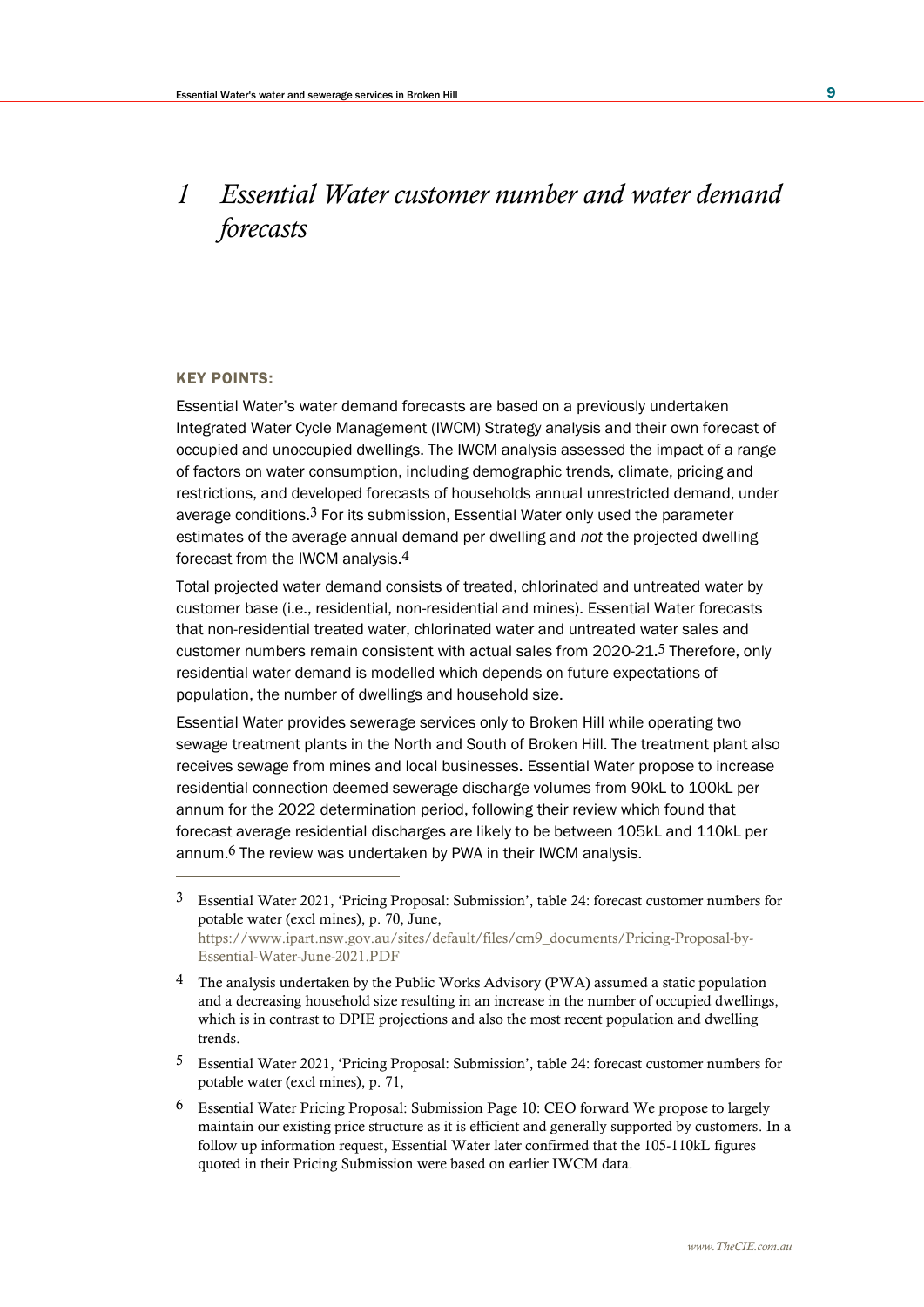# *1 Essential Water customer number and water demand forecasts*

**KEY POINTS:**

Essential Water's water demand forecasts are based on a previously undertaken Integrated Water Cycle Management (IWCM) Strategy analysis and their own forecast of occupied and unoccupied dwellings. The IWCM analysis assessed the impact of a range of factors on water consumption, including demographic trends, climate, pricing and restrictions, and developed forecasts of households annual unrestricted demand, under average conditions.[3] For its submission, Essential Water only used the parameter estimates of the average annual demand per dwelling and *not* the projected dwelling forecast from the IWCM analysis.[4]

Total projected water demand consists of treated, chlorinated and untreated water by customer base (i.e., residential, non-residential and mines). Essential Water forecasts that non-residential treated water, chlorinated water and untreated water sales and customer numbers remain consistent with actual sales from 2020-21.[5] Therefore, only residential water demand is modelled which depends on future expectations of population, the number of dwellings and household size.

Essential Water provides sewerage services only to Broken Hill while operating two sewage treatment plants in the North and South of Broken Hill. The treatment plant also receives sewage from mines and local businesses. Essential Water propose to increase residential connection deemed sewerage discharge volumes from 90kL to 100kL per annum for the 2022 determination period, following their review which found that forecast average residential discharges are likely to be between 105kL and 110kL per annum.[6] The review was undertaken by PWA in their IWCM analysis.

---

[3] Essential Water 2021, 'Pricing Proposal: Submission', table 24: forecast customer numbers for potable water (excl mines), p. 70, June, https://www.ipart.nsw.gov.au/sites/default/files/cm9_documents/Pricing-Proposal-by-Essential-Water-June-2021.PDF

[4] The analysis undertaken by the Public Works Advisory (PWA) assumed a static population and a decreasing household size resulting in an increase in the number of occupied dwellings, which is in contrast to DPIE projections and also the most recent population and dwelling trends.

[5] Essential Water 2021, 'Pricing Proposal: Submission', table 24: forecast customer numbers for potable water (excl mines), p. 71,

[6] Essential Water Pricing Proposal: Submission Page 10: CEO forward We propose to largely maintain our existing price structure as it is efficient and generally supported by customers. In a follow up information request, Essential Water later confirmed that the 105-110kL figures quoted in their Pricing Submission were based on earlier IWCM data.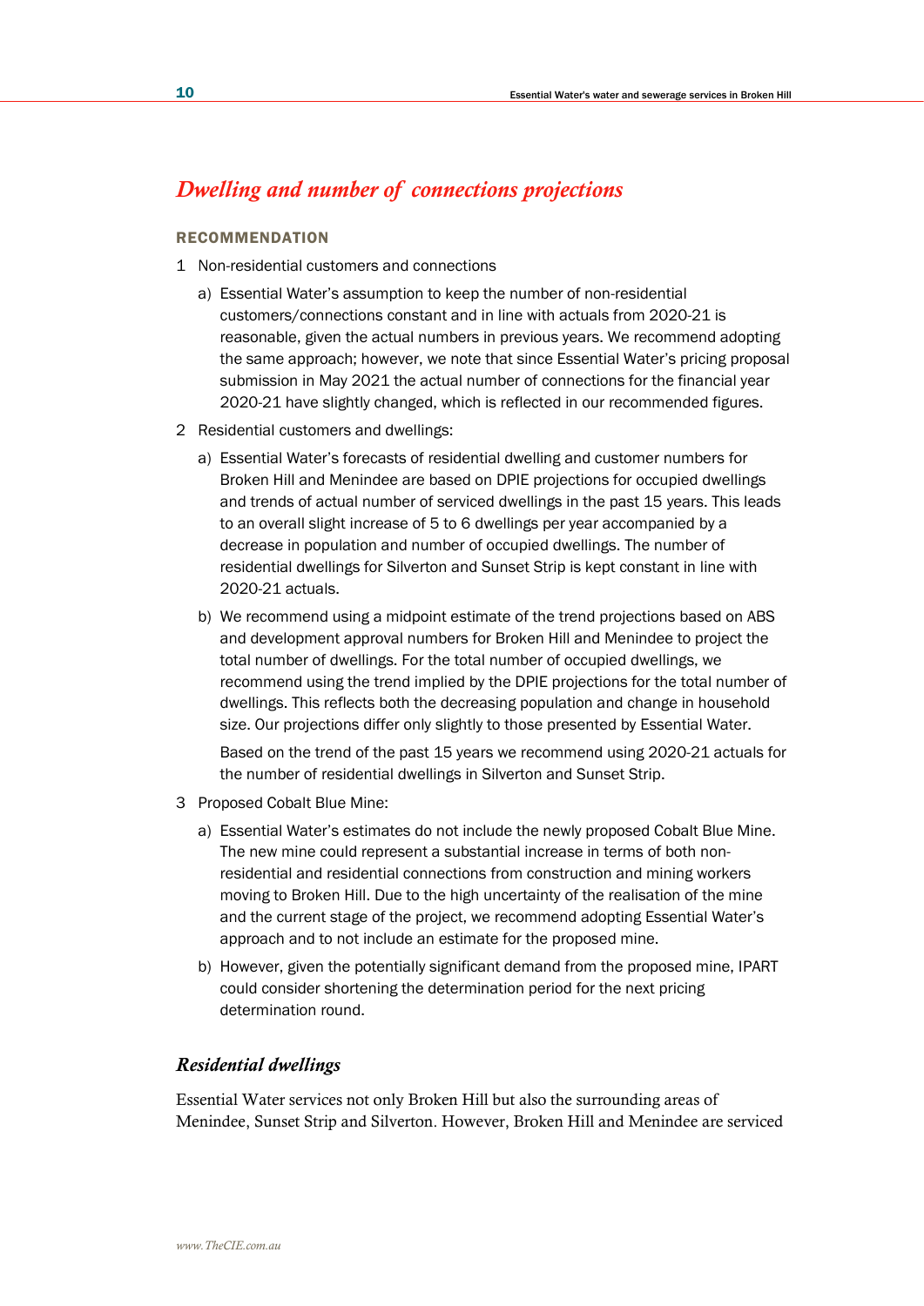## *Dwelling and number of connections projections*

### RECOMMENDATION

1 Non-residential customers and connections

   a) Essential Water's assumption to keep the number of non-residential customers/connections constant and in line with actuals from 2020-21 is reasonable, given the actual numbers in previous years. We recommend adopting the same approach; however, we note that since Essential Water's pricing proposal submission in May 2021 the actual number of connections for the financial year 2020-21 have slightly changed, which is reflected in our recommended figures.

2 Residential customers and dwellings:

   a) Essential Water's forecasts of residential dwelling and customer numbers for Broken Hill and Menindee are based on DPIE projections for occupied dwellings and trends of actual number of serviced dwellings in the past 15 years. This leads to an overall slight increase of 5 to 6 dwellings per year accompanied by a decrease in population and number of occupied dwellings. The number of residential dwellings for Silverton and Sunset Strip is kept constant in line with 2020-21 actuals.

   b) We recommend using a midpoint estimate of the trend projections based on ABS and development approval numbers for Broken Hill and Menindee to project the total number of dwellings. For the total number of occupied dwellings, we recommend using the trend implied by the DPIE projections for the total number of dwellings. This reflects both the decreasing population and change in household size. Our projections differ only slightly to those presented by Essential Water.

      Based on the trend of the past 15 years we recommend using 2020-21 actuals for the number of residential dwellings in Silverton and Sunset Strip.

3 Proposed Cobalt Blue Mine:

   a) Essential Water's estimates do not include the newly proposed Cobalt Blue Mine. The new mine could represent a substantial increase in terms of both non-residential and residential connections from construction and mining workers moving to Broken Hill. Due to the high uncertainty of the realisation of the mine and the current stage of the project, we recommend adopting Essential Water's approach and to not include an estimate for the proposed mine.

   b) However, given the potentially significant demand from the proposed mine, IPART could consider shortening the determination period for the next pricing determination round.

### *Residential dwellings*

Essential Water services not only Broken Hill but also the surrounding areas of Menindee, Sunset Strip and Silverton. However, Broken Hill and Menindee are serviced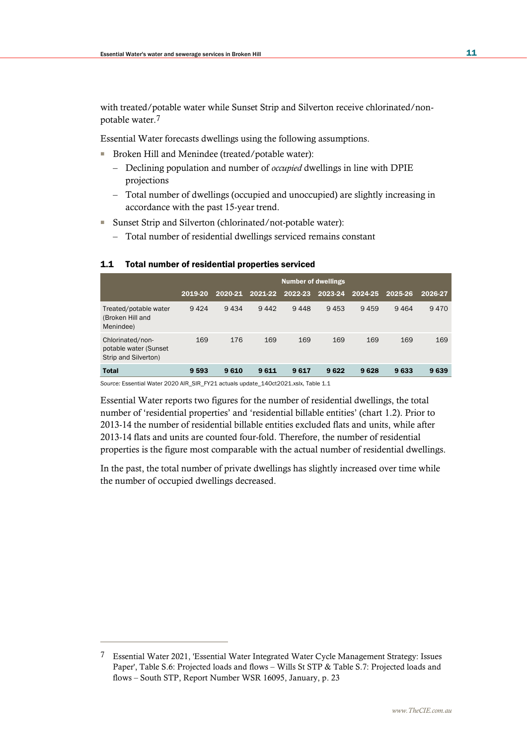with treated/potable water while Sunset Strip and Silverton receive chlorinated/non-potable water.[7]

Essential Water forecasts dwellings using the following assumptions.

- Broken Hill and Menindee (treated/potable water):
  - Declining population and number of *occupied* dwellings in line with DPIE projections
  - Total number of dwellings (occupied and unoccupied) are slightly increasing in accordance with the past 15-year trend.
- Sunset Strip and Silverton (chlorinated/not-potable water):
  - Total number of residential dwellings serviced remains constant

### 1.1 Total number of residential properties serviced

| | Number of dwellings | | | | | | | |
|---|---|---|---|---|---|---|---|---|
| | 2019-20 | 2020-21 | 2021-22 | 2022-23 | 2023-24 | 2024-25 | 2025-26 | 2026-27 |
| Treated/potable water (Broken Hill and Menindee) | 9 424 | 9 434 | 9 442 | 9 448 | 9 453 | 9 459 | 9 464 | 9 470 |
| Chlorinated/non-potable water (Sunset Strip and Silverton) | 169 | 176 | 169 | 169 | 169 | 169 | 169 | 169 |
| **Total** | **9 593** | **9 610** | **9 611** | **9 617** | **9 622** | **9 628** | **9 633** | **9 639** |

*Source:* Essential Water 2020 AIR_SIR_FY21 actuals update_14Oct2021.xlsx, Table 1.1

Essential Water reports two figures for the number of residential dwellings, the total number of 'residential properties' and 'residential billable entities' (chart 1.2). Prior to 2013-14 the number of residential billable entities excluded flats and units, while after 2013-14 flats and units are counted four-fold. Therefore, the number of residential properties is the figure most comparable with the actual number of residential dwellings.

In the past, the total number of private dwellings has slightly increased over time while the number of occupied dwellings decreased.

[7] Essential Water 2021, 'Essential Water Integrated Water Cycle Management Strategy: Issues Paper', Table S.6: Projected loads and flows – Wills St STP & Table S.7: Projected loads and flows – South STP, Report Number WSR 16095, January, p. 23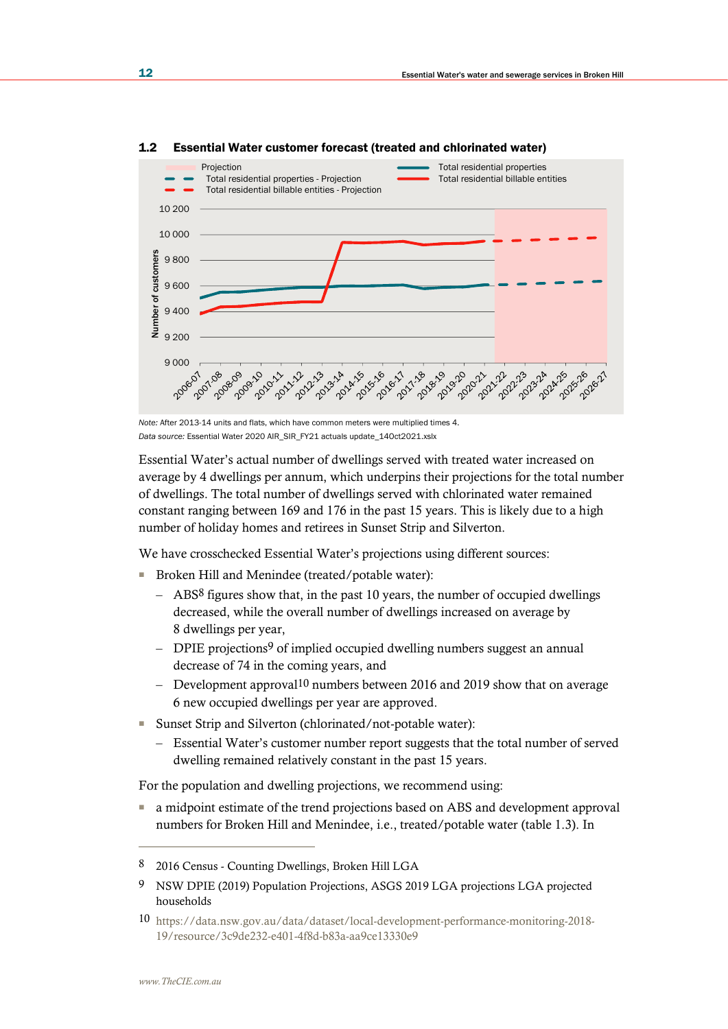**1.2 Essential Water customer forecast (treated and chlorinated water)**

*Note:* After 2013-14 units and flats, which have common meters were multiplied times 4.

*Data source:* Essential Water 2020 AIR_SIR_FY21 actuals update_14Oct2021.xlsx

Essential Water's actual number of dwellings served with treated water increased on average by 4 dwellings per annum, which underpins their projections for the total number of dwellings. The total number of dwellings served with chlorinated water remained constant ranging between 169 and 176 in the past 15 years. This is likely due to a high number of holiday homes and retirees in Sunset Strip and Silverton.

We have crosschecked Essential Water's projections using different sources:

- Broken Hill and Menindee (treated/potable water):
  - ABS[8] figures show that, in the past 10 years, the number of occupied dwellings decreased, while the overall number of dwellings increased on average by 8 dwellings per year,
  - DPIE projections[9] of implied occupied dwelling numbers suggest an annual decrease of 74 in the coming years, and
  - Development approval[10] numbers between 2016 and 2019 show that on average 6 new occupied dwellings per year are approved.
- Sunset Strip and Silverton (chlorinated/not-potable water):
  - Essential Water's customer number report suggests that the total number of served dwelling remained relatively constant in the past 15 years.

For the population and dwelling projections, we recommend using:

- a midpoint estimate of the trend projections based on ABS and development approval numbers for Broken Hill and Menindee, i.e., treated/potable water (table 1.3). In

---

8 2016 Census - Counting Dwellings, Broken Hill LGA

9 NSW DPIE (2019) Population Projections, ASGS 2019 LGA projections LGA projected households

10 https://data.nsw.gov.au/data/dataset/local-development-performance-monitoring-2018-19/resource/3c9de232-e401-4f8d-b83a-aa9ce13330e9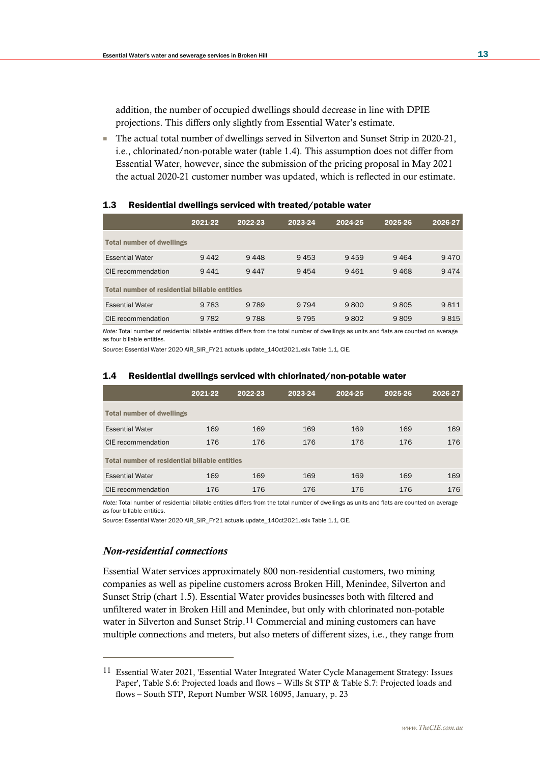addition, the number of occupied dwellings should decrease in line with DPIE projections. This differs only slightly from Essential Water's estimate.

- The actual total number of dwellings served in Silverton and Sunset Strip in 2020-21, i.e., chlorinated/non-potable water (table 1.4). This assumption does not differ from Essential Water, however, since the submission of the pricing proposal in May 2021 the actual 2020-21 customer number was updated, which is reflected in our estimate.

### 1.3 Residential dwellings serviced with treated/potable water

| | 2021-22 | 2022-23 | 2023-24 | 2024-25 | 2025-26 | 2026-27 |
|---|---|---|---|---|---|---|
| **Total number of dwellings** | | | | | | |
| Essential Water | 9 442 | 9 448 | 9 453 | 9 459 | 9 464 | 9 470 |
| CIE recommendation | 9 441 | 9 447 | 9 454 | 9 461 | 9 468 | 9 474 |
| **Total number of residential billable entities** | | | | | | |
| Essential Water | 9 783 | 9 789 | 9 794 | 9 800 | 9 805 | 9 811 |
| CIE recommendation | 9 782 | 9 788 | 9 795 | 9 802 | 9 809 | 9 815 |

*Note:* Total number of residential billable entities differs from the total number of dwellings as units and flats are counted on average as four billable entities.

*Source:* Essential Water 2020 AIR_SIR_FY21 actuals update_14Oct2021.xlsx Table 1.1, CIE.

### 1.4 Residential dwellings serviced with chlorinated/non-potable water

| | 2021-22 | 2022-23 | 2023-24 | 2024-25 | 2025-26 | 2026-27 |
|---|---|---|---|---|---|---|
| **Total number of dwellings** | | | | | | |
| Essential Water | 169 | 169 | 169 | 169 | 169 | 169 |
| CIE recommendation | 176 | 176 | 176 | 176 | 176 | 176 |
| **Total number of residential billable entities** | | | | | | |
| Essential Water | 169 | 169 | 169 | 169 | 169 | 169 |
| CIE recommendation | 176 | 176 | 176 | 176 | 176 | 176 |

*Note:* Total number of residential billable entities differs from the total number of dwellings as units and flats are counted on average as four billable entities.

*Source:* Essential Water 2020 AIR_SIR_FY21 actuals update_14Oct2021.xlsx Table 1.1, CIE.

## *Non-residential connections*

Essential Water services approximately 800 non-residential customers, two mining companies as well as pipeline customers across Broken Hill, Menindee, Silverton and Sunset Strip (chart 1.5). Essential Water provides businesses both with filtered and unfiltered water in Broken Hill and Menindee, but only with chlorinated non-potable water in Silverton and Sunset Strip.[11] Commercial and mining customers can have multiple connections and meters, but also meters of different sizes, i.e., they range from

[11] Essential Water 2021, 'Essential Water Integrated Water Cycle Management Strategy: Issues Paper', Table S.6: Projected loads and flows – Wills St STP & Table S.7: Projected loads and flows – South STP, Report Number WSR 16095, January, p. 23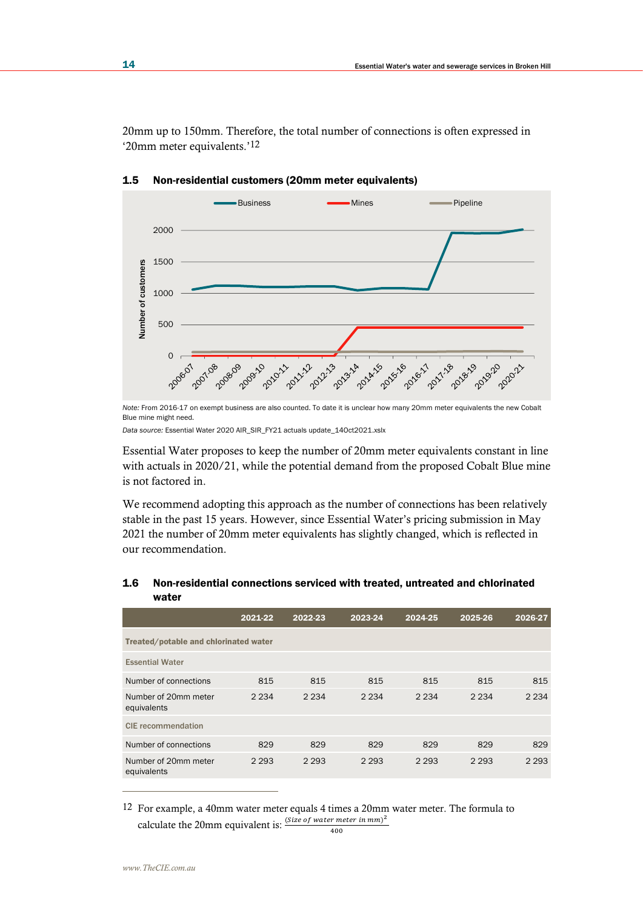20mm up to 150mm. Therefore, the total number of connections is often expressed in '20mm meter equivalents.'[12]

### 1.5 Non-residential customers (20mm meter equivalents)

*Note:* From 2016-17 on exempt business are also counted. To date it is unclear how many 20mm meter equivalents the new Cobalt Blue mine might need.

*Data source:* Essential Water 2020 AIR_SIR_FY21 actuals update_14Oct2021.xlsx

Essential Water proposes to keep the number of 20mm meter equivalents constant in line with actuals in 2020/21, while the potential demand from the proposed Cobalt Blue mine is not factored in.

We recommend adopting this approach as the number of connections has been relatively stable in the past 15 years. However, since Essential Water's pricing submission in May 2021 the number of 20mm meter equivalents has slightly changed, which is reflected in our recommendation.

### 1.6 Non-residential connections serviced with treated, untreated and chlorinated water

| | 2021-22 | 2022-23 | 2023-24 | 2024-25 | 2025-26 | 2026-27 |
|---|---|---|---|---|---|---|
| **Treated/potable and chlorinated water** | | | | | | |
| **Essential Water** | | | | | | |
| Number of connections | 815 | 815 | 815 | 815 | 815 | 815 |
| Number of 20mm meter equivalents | 2 234 | 2 234 | 2 234 | 2 234 | 2 234 | 2 234 |
| **CIE recommendation** | | | | | | |
| Number of connections | 829 | 829 | 829 | 829 | 829 | 829 |
| Number of 20mm meter equivalents | 2 293 | 2 293 | 2 293 | 2 293 | 2 293 | 2 293 |

---

[12] For example, a 40mm water meter equals 4 times a 20mm water meter. The formula to calculate the 20mm equivalent is: $\frac{(Size\ of\ water\ meter\ in\ mm)^2}{400}$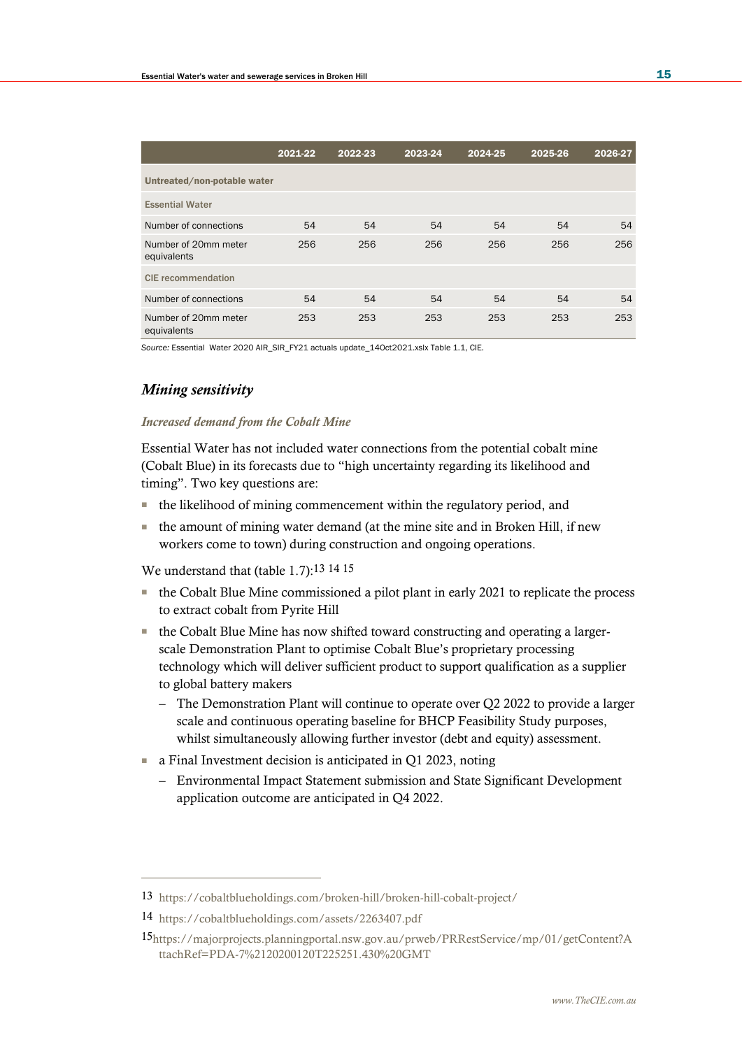| | 2021-22 | 2022-23 | 2023-24 | 2024-25 | 2025-26 | 2026-27 |
|---|---|---|---|---|---|---|
| **Untreated/non-potable water** | | | | | | |
| **Essential Water** | | | | | | |
| Number of connections | 54 | 54 | 54 | 54 | 54 | 54 |
| Number of 20mm meter equivalents | 256 | 256 | 256 | 256 | 256 | 256 |
| **CIE recommendation** | | | | | | |
| Number of connections | 54 | 54 | 54 | 54 | 54 | 54 |
| Number of 20mm meter equivalents | 253 | 253 | 253 | 253 | 253 | 253 |

*Source:* Essential Water 2020 AIR_SIR_FY21 actuals update_14Oct2021.xslx Table 1.1, CIE.

## *Mining sensitivity*

### *Increased demand from the Cobalt Mine*

Essential Water has not included water connections from the potential cobalt mine (Cobalt Blue) in its forecasts due to "high uncertainty regarding its likelihood and timing". Two key questions are:

- the likelihood of mining commencement within the regulatory period, and
- the amount of mining water demand (at the mine site and in Broken Hill, if new workers come to town) during construction and ongoing operations.

We understand that (table 1.7):[13] [14] [15]

- the Cobalt Blue Mine commissioned a pilot plant in early 2021 to replicate the process to extract cobalt from Pyrite Hill
- the Cobalt Blue Mine has now shifted toward constructing and operating a larger-scale Demonstration Plant to optimise Cobalt Blue's proprietary processing technology which will deliver sufficient product to support qualification as a supplier to global battery makers
  - The Demonstration Plant will continue to operate over Q2 2022 to provide a larger scale and continuous operating baseline for BHCP Feasibility Study purposes, whilst simultaneously allowing further investor (debt and equity) assessment.
- a Final Investment decision is anticipated in Q1 2023, noting
  - Environmental Impact Statement submission and State Significant Development application outcome are anticipated in Q4 2022.

---

13 https://cobaltblueholdings.com/broken-hill/broken-hill-cobalt-project/

14 https://cobaltblueholdings.com/assets/2263407.pdf

15 https://majorprojects.planningportal.nsw.gov.au/prweb/PRRestService/mp/01/getContent?AttachRef=PDA-7%2120200120T225251.430%20GMT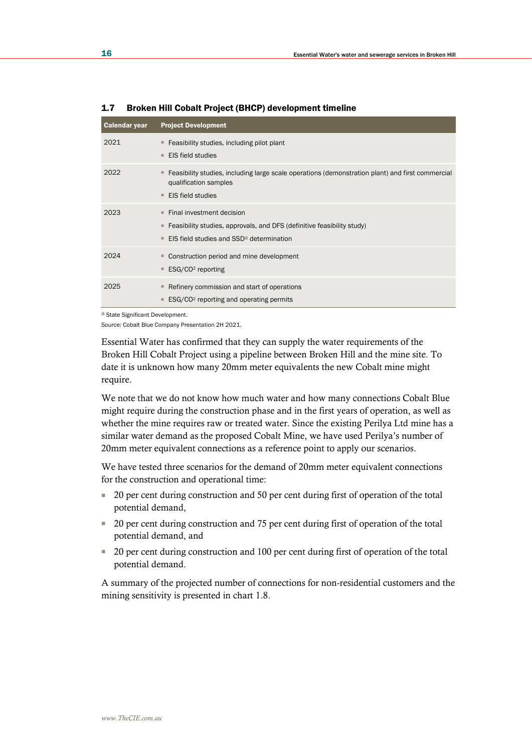### 1.7 Broken Hill Cobalt Project (BHCP) development timeline

| Calendar year | Project Development |
| --- | --- |
| 2021 | ▪ Feasibility studies, including pilot plant<br>▪ EIS field studies |
| 2022 | ▪ Feasibility studies, including large scale operations (demonstration plant) and first commercial qualification samples<br>▪ EIS field studies |
| 2023 | ▪ Final investment decision<br>▪ Feasibility studies, approvals, and DFS (definitive feasibility study)<br>▪ EIS field studies and SSD[a] determination |
| 2024 | ▪ Construction period and mine development<br>▪ ESG/CO[2] reporting |
| 2025 | ▪ Refinery commission and start of operations<br>▪ ESG/CO[2] reporting and operating permits |

[a] State Significant Development.

*Source:* Cobalt Blue Company Presentation 2H 2021.

Essential Water has confirmed that they can supply the water requirements of the Broken Hill Cobalt Project using a pipeline between Broken Hill and the mine site. To date it is unknown how many 20mm meter equivalents the new Cobalt mine might require.

We note that we do not know how much water and how many connections Cobalt Blue might require during the construction phase and in the first years of operation, as well as whether the mine requires raw or treated water. Since the existing Perilya Ltd mine has a similar water demand as the proposed Cobalt Mine, we have used Perilya's number of 20mm meter equivalent connections as a reference point to apply our scenarios.

We have tested three scenarios for the demand of 20mm meter equivalent connections for the construction and operational time:

- 20 per cent during construction and 50 per cent during first of operation of the total potential demand,
- 20 per cent during construction and 75 per cent during first of operation of the total potential demand, and
- 20 per cent during construction and 100 per cent during first of operation of the total potential demand.

A summary of the projected number of connections for non-residential customers and the mining sensitivity is presented in chart 1.8.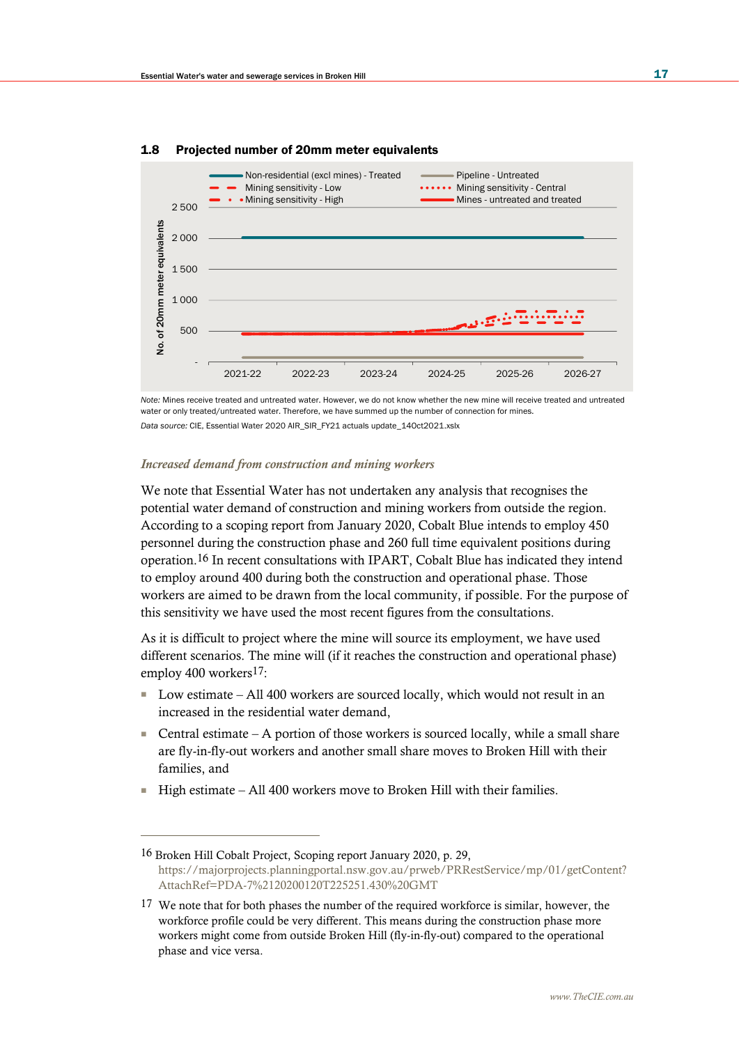**1.8 Projected number of 20mm meter equivalents**

*Note:* Mines receive treated and untreated water. However, we do not know whether the new mine will receive treated and untreated water or only treated/untreated water. Therefore, we have summed up the number of connection for mines.

*Data source:* CIE, Essential Water 2020 AIR_SIR_FY21 actuals update_14Oct2021.xlsx

### *Increased demand from construction and mining workers*

We note that Essential Water has not undertaken any analysis that recognises the potential water demand of construction and mining workers from outside the region. According to a scoping report from January 2020, Cobalt Blue intends to employ 450 personnel during the construction phase and 260 full time equivalent positions during operation.[16] In recent consultations with IPART, Cobalt Blue has indicated they intend to employ around 400 during both the construction and operational phase. Those workers are aimed to be drawn from the local community, if possible. For the purpose of this sensitivity we have used the most recent figures from the consultations.

As it is difficult to project where the mine will source its employment, we have used different scenarios. The mine will (if it reaches the construction and operational phase) employ 400 workers[17]:

- Low estimate – All 400 workers are sourced locally, which would not result in an increased in the residential water demand,
- Central estimate – A portion of those workers is sourced locally, while a small share are fly-in-fly-out workers and another small share moves to Broken Hill with their families, and
- High estimate – All 400 workers move to Broken Hill with their families.

---

[16] Broken Hill Cobalt Project, Scoping report January 2020, p. 29, https://majorprojects.planningportal.nsw.gov.au/prweb/PRRestService/mp/01/getContent?AttachRef=PDA-7%2120200120T225251.430%20GMT

[17] We note that for both phases the number of the required workforce is similar, however, the workforce profile could be very different. This means during the construction phase more workers might come from outside Broken Hill (fly-in-fly-out) compared to the operational phase and vice versa.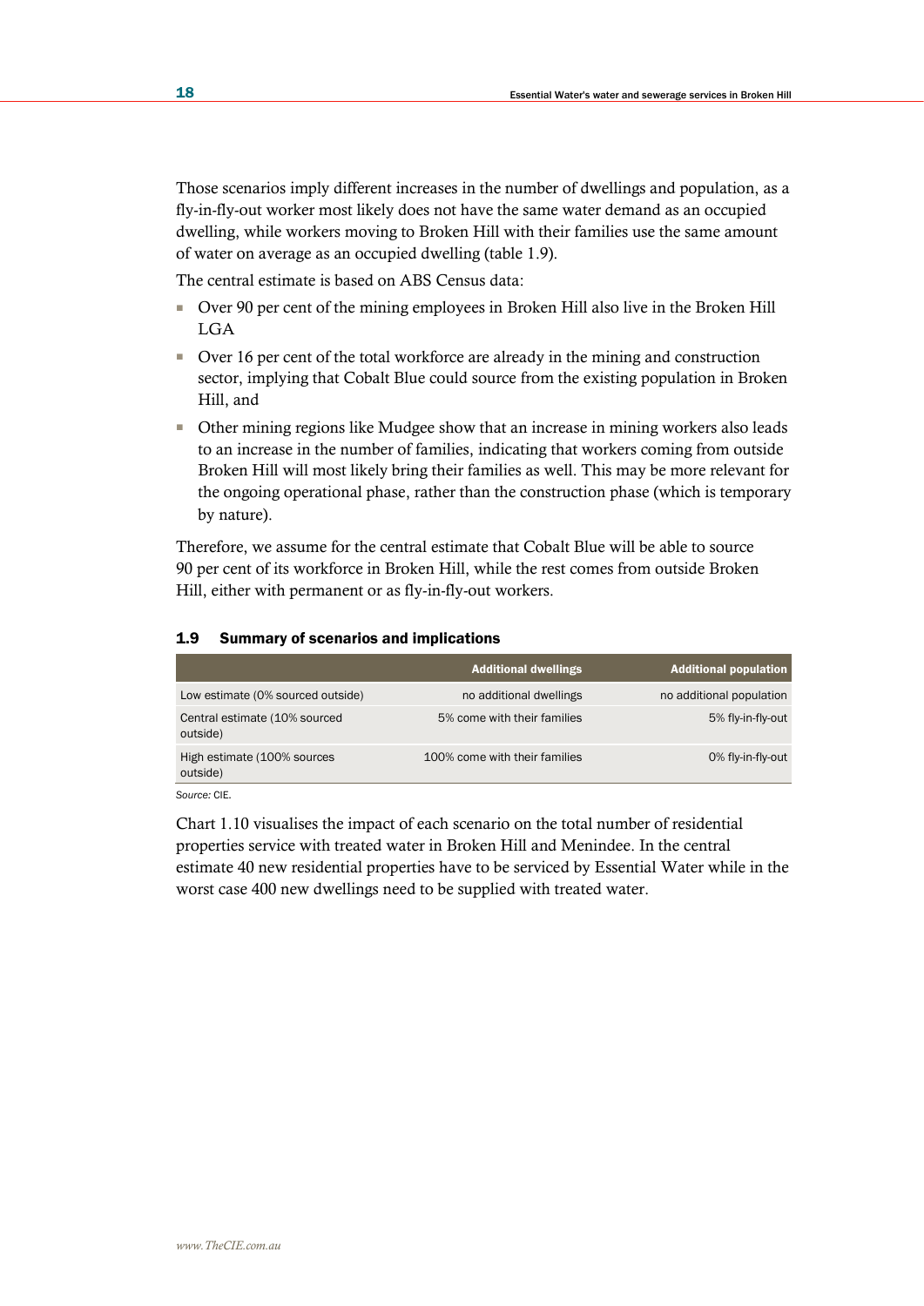Those scenarios imply different increases in the number of dwellings and population, as a fly-in-fly-out worker most likely does not have the same water demand as an occupied dwelling, while workers moving to Broken Hill with their families use the same amount of water on average as an occupied dwelling (table 1.9).

The central estimate is based on ABS Census data:

- Over 90 per cent of the mining employees in Broken Hill also live in the Broken Hill LGA
- Over 16 per cent of the total workforce are already in the mining and construction sector, implying that Cobalt Blue could source from the existing population in Broken Hill, and
- Other mining regions like Mudgee show that an increase in mining workers also leads to an increase in the number of families, indicating that workers coming from outside Broken Hill will most likely bring their families as well. This may be more relevant for the ongoing operational phase, rather than the construction phase (which is temporary by nature).

Therefore, we assume for the central estimate that Cobalt Blue will be able to source 90 per cent of its workforce in Broken Hill, while the rest comes from outside Broken Hill, either with permanent or as fly-in-fly-out workers.

#### 1.9 Summary of scenarios and implications

| | Additional dwellings | Additional population |
|---|---|---|
| Low estimate (0% sourced outside) | no additional dwellings | no additional population |
| Central estimate (10% sourced outside) | 5% come with their families | 5% fly-in-fly-out |
| High estimate (100% sources outside) | 100% come with their families | 0% fly-in-fly-out |

*Source:* CIE.

Chart 1.10 visualises the impact of each scenario on the total number of residential properties service with treated water in Broken Hill and Menindee. In the central estimate 40 new residential properties have to be serviced by Essential Water while in the worst case 400 new dwellings need to be supplied with treated water.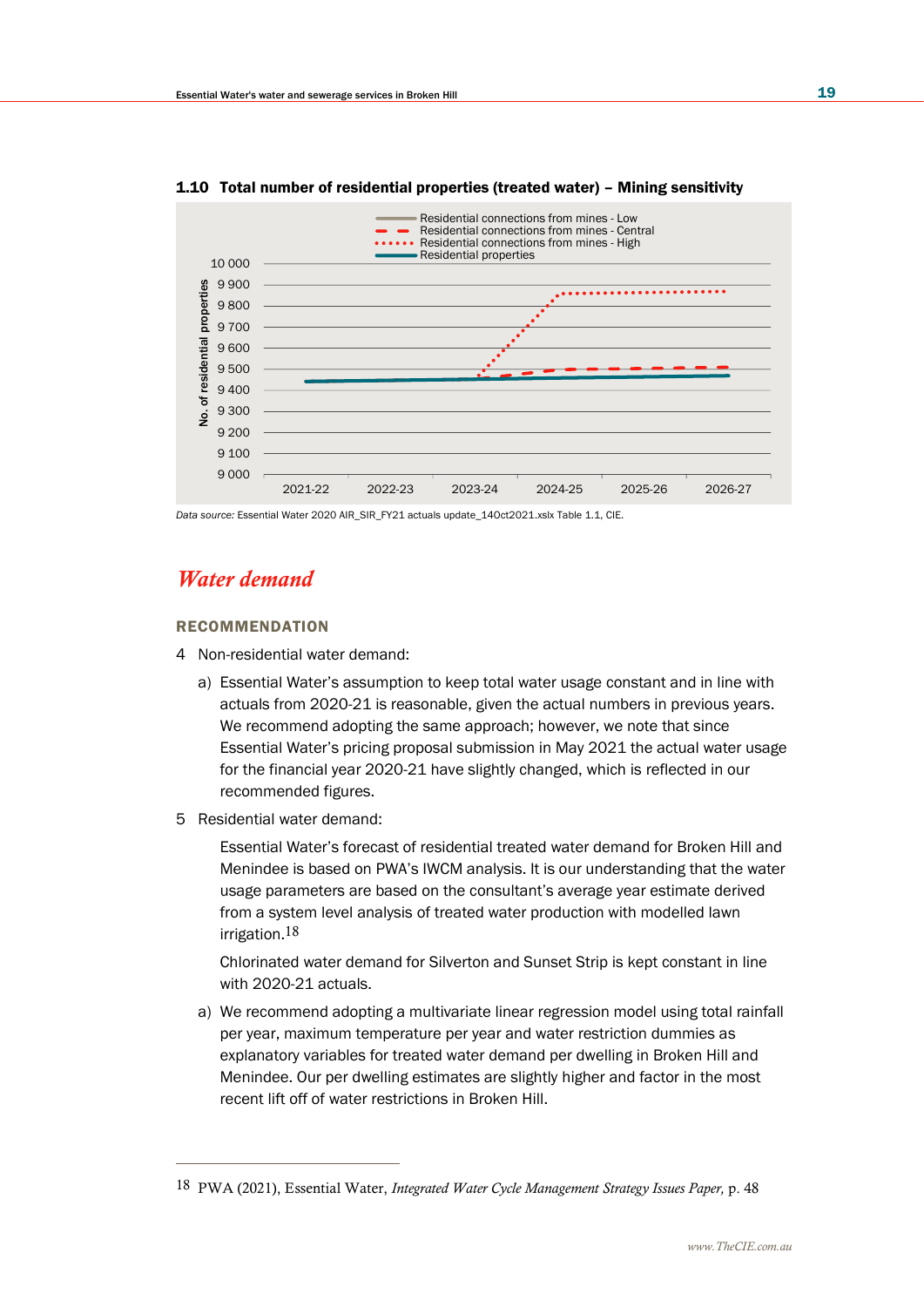**1.10 Total number of residential properties (treated water) – Mining sensitivity**

*Data source:* Essential Water 2020 AIR_SIR_FY21 actuals update_14Oct2021.xlsx Table 1.1, CIE.

## *Water demand*

### RECOMMENDATION

4 Non-residential water demand:

a) Essential Water's assumption to keep total water usage constant and in line with actuals from 2020-21 is reasonable, given the actual numbers in previous years. We recommend adopting the same approach; however, we note that since Essential Water's pricing proposal submission in May 2021 the actual water usage for the financial year 2020-21 have slightly changed, which is reflected in our recommended figures.

5 Residential water demand:

Essential Water's forecast of residential treated water demand for Broken Hill and Menindee is based on PWA's IWCM analysis. It is our understanding that the water usage parameters are based on the consultant's average year estimate derived from a system level analysis of treated water production with modelled lawn irrigation.[18]

Chlorinated water demand for Silverton and Sunset Strip is kept constant in line with 2020-21 actuals.

a) We recommend adopting a multivariate linear regression model using total rainfall per year, maximum temperature per year and water restriction dummies as explanatory variables for treated water demand per dwelling in Broken Hill and Menindee. Our per dwelling estimates are slightly higher and factor in the most recent lift off of water restrictions in Broken Hill.

---

[18] PWA (2021), Essential Water, *Integrated Water Cycle Management Strategy Issues Paper,* p. 48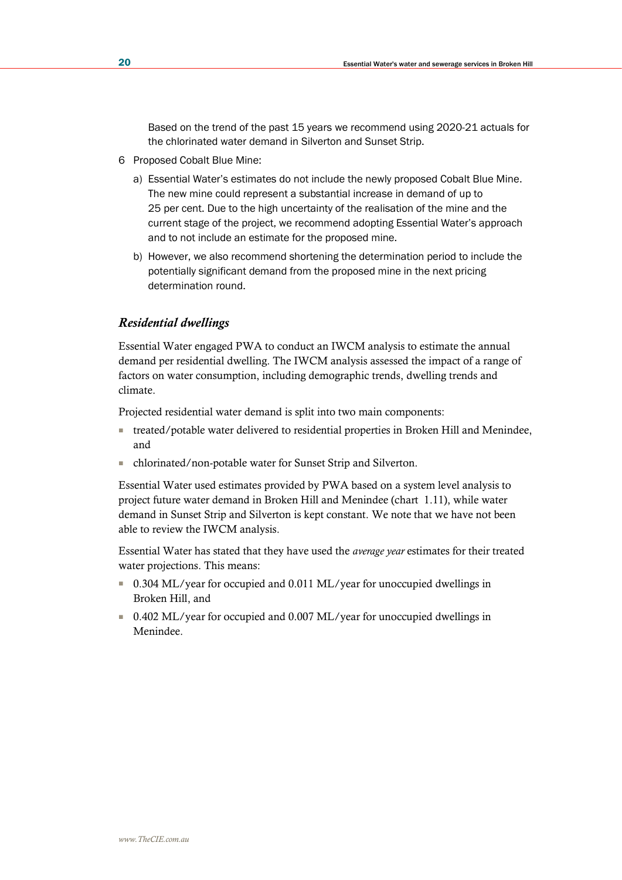Based on the trend of the past 15 years we recommend using 2020-21 actuals for the chlorinated water demand in Silverton and Sunset Strip.

6 Proposed Cobalt Blue Mine:

a) Essential Water's estimates do not include the newly proposed Cobalt Blue Mine. The new mine could represent a substantial increase in demand of up to 25 per cent. Due to the high uncertainty of the realisation of the mine and the current stage of the project, we recommend adopting Essential Water's approach and to not include an estimate for the proposed mine.

b) However, we also recommend shortening the determination period to include the potentially significant demand from the proposed mine in the next pricing determination round.

### *Residential dwellings*

Essential Water engaged PWA to conduct an IWCM analysis to estimate the annual demand per residential dwelling. The IWCM analysis assessed the impact of a range of factors on water consumption, including demographic trends, dwelling trends and climate.

Projected residential water demand is split into two main components:

- treated/potable water delivered to residential properties in Broken Hill and Menindee, and
- chlorinated/non-potable water for Sunset Strip and Silverton.

Essential Water used estimates provided by PWA based on a system level analysis to project future water demand in Broken Hill and Menindee (chart 1.11), while water demand in Sunset Strip and Silverton is kept constant. We note that we have not been able to review the IWCM analysis.

Essential Water has stated that they have used the *average year* estimates for their treated water projections. This means:

- 0.304 ML/year for occupied and 0.011 ML/year for unoccupied dwellings in Broken Hill, and
- 0.402 ML/year for occupied and 0.007 ML/year for unoccupied dwellings in Menindee.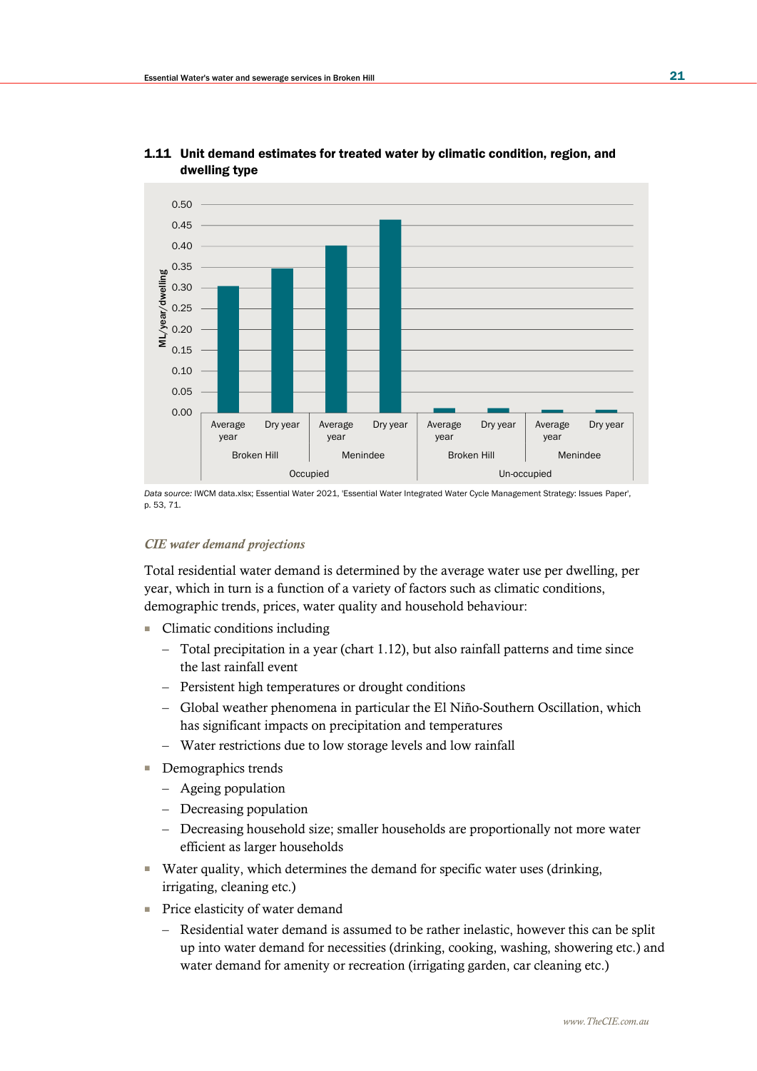**1.11 Unit demand estimates for treated water by climatic condition, region, and dwelling type**

*Data source:* IWCM data.xlsx; Essential Water 2021, 'Essential Water Integrated Water Cycle Management Strategy: Issues Paper', p. 53, 71.

### *CIE water demand projections*

Total residential water demand is determined by the average water use per dwelling, per year, which in turn is a function of a variety of factors such as climatic conditions, demographic trends, prices, water quality and household behaviour:

- Climatic conditions including
  - Total precipitation in a year (chart 1.12), but also rainfall patterns and time since the last rainfall event
  - Persistent high temperatures or drought conditions
  - Global weather phenomena in particular the El Niño-Southern Oscillation, which has significant impacts on precipitation and temperatures
  - Water restrictions due to low storage levels and low rainfall
- Demographics trends
  - Ageing population
  - Decreasing population
  - Decreasing household size; smaller households are proportionally not more water efficient as larger households
- Water quality, which determines the demand for specific water uses (drinking, irrigating, cleaning etc.)
- Price elasticity of water demand
  - Residential water demand is assumed to be rather inelastic, however this can be split up into water demand for necessities (drinking, cooking, washing, showering etc.) and water demand for amenity or recreation (irrigating garden, car cleaning etc.)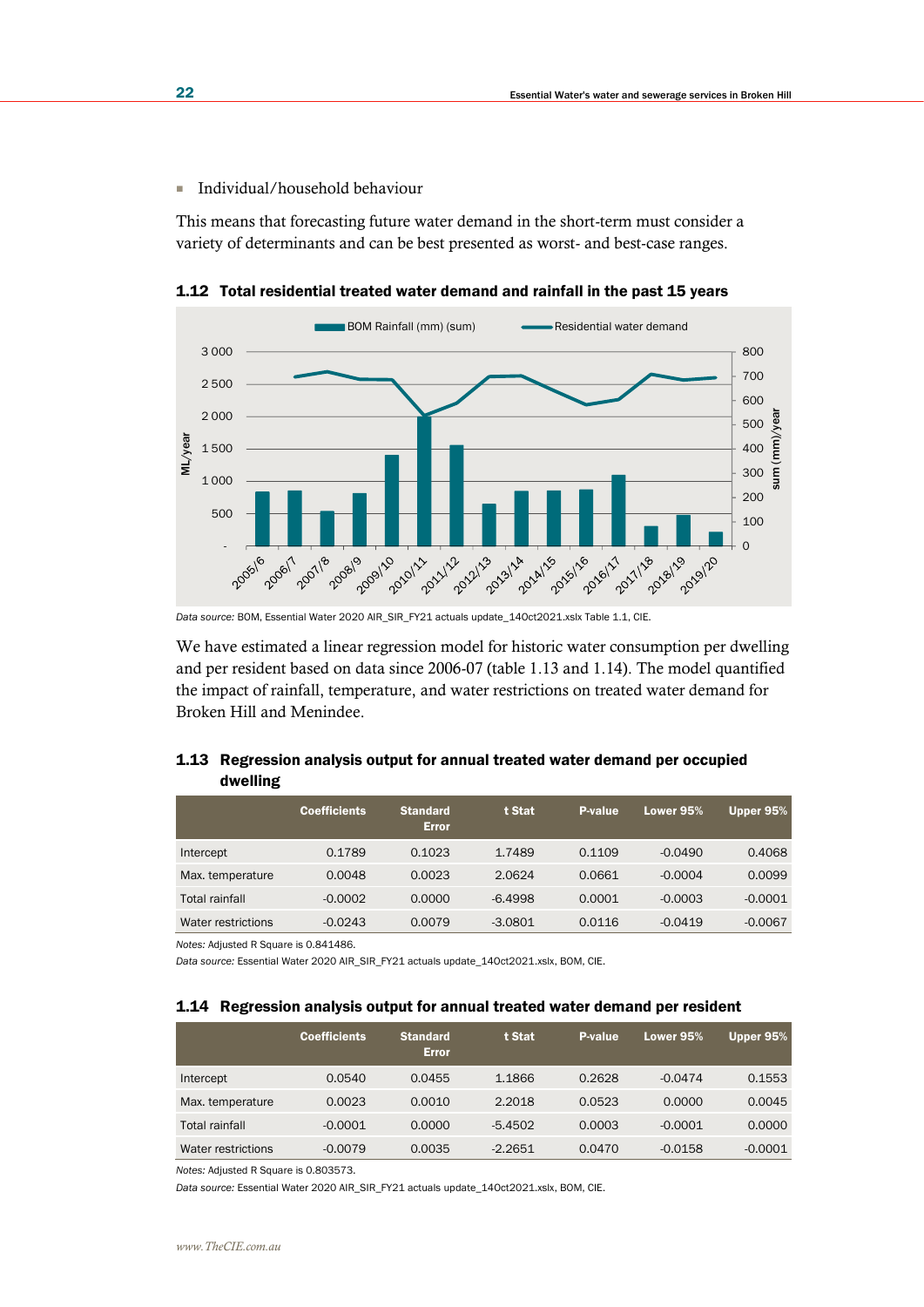- Individual/household behaviour

This means that forecasting future water demand in the short-term must consider a variety of determinants and can be best presented as worst- and best-case ranges.

**1.12 Total residential treated water demand and rainfall in the past 15 years**

*Data source:* BOM, Essential Water 2020 AIR_SIR_FY21 actuals update_14Oct2021.xlsx Table 1.1, CIE.

We have estimated a linear regression model for historic water consumption per dwelling and per resident based on data since 2006-07 (table 1.13 and 1.14). The model quantified the impact of rainfall, temperature, and water restrictions on treated water demand for Broken Hill and Menindee.

**1.13 Regression analysis output for annual treated water demand per occupied dwelling**

| | Coefficients | Standard Error | t Stat | P-value | Lower 95% | Upper 95% |
|---|---|---|---|---|---|---|
| Intercept | 0.1789 | 0.1023 | 1.7489 | 0.1109 | -0.0490 | 0.4068 |
| Max. temperature | 0.0048 | 0.0023 | 2.0624 | 0.0661 | -0.0004 | 0.0099 |
| Total rainfall | -0.0002 | 0.0000 | -6.4998 | 0.0001 | -0.0003 | -0.0001 |
| Water restrictions | -0.0243 | 0.0079 | -3.0801 | 0.0116 | -0.0419 | -0.0067 |

*Notes:* Adjusted R Square is 0.841486.

*Data source:* Essential Water 2020 AIR_SIR_FY21 actuals update_14Oct2021.xlsx, BOM, CIE.

**1.14 Regression analysis output for annual treated water demand per resident**

| | Coefficients | Standard Error | t Stat | P-value | Lower 95% | Upper 95% |
|---|---|---|---|---|---|---|
| Intercept | 0.0540 | 0.0455 | 1.1866 | 0.2628 | -0.0474 | 0.1553 |
| Max. temperature | 0.0023 | 0.0010 | 2.2018 | 0.0523 | 0.0000 | 0.0045 |
| Total rainfall | -0.0001 | 0.0000 | -5.4502 | 0.0003 | -0.0001 | 0.0000 |
| Water restrictions | -0.0079 | 0.0035 | -2.2651 | 0.0470 | -0.0158 | -0.0001 |

*Notes:* Adjusted R Square is 0.803573.

*Data source:* Essential Water 2020 AIR_SIR_FY21 actuals update_14Oct2021.xlsx, BOM, CIE.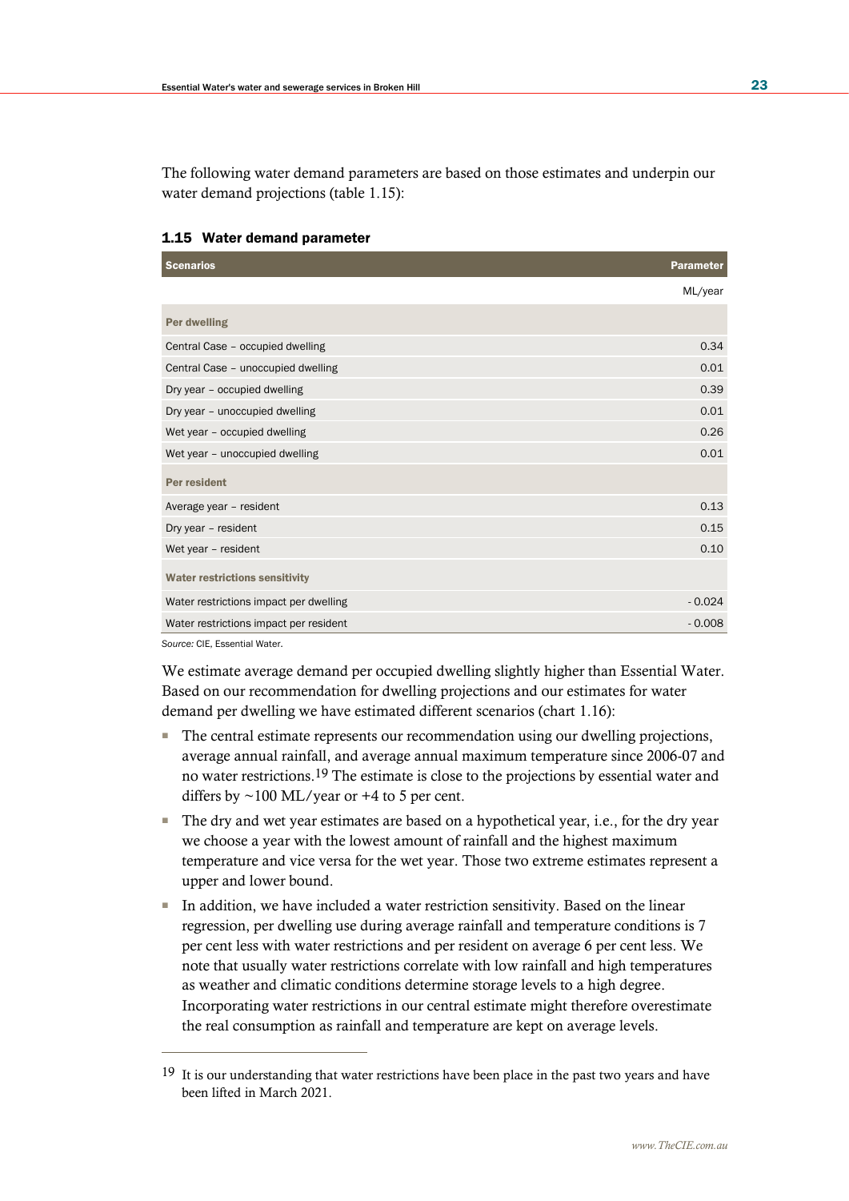The following water demand parameters are based on those estimates and underpin our water demand projections (table 1.15):

**1.15 Water demand parameter**

| Scenarios | Parameter |
|---|---|
| | ML/year |
| **Per dwelling** | |
| Central Case – occupied dwelling | 0.34 |
| Central Case – unoccupied dwelling | 0.01 |
| Dry year – occupied dwelling | 0.39 |
| Dry year – unoccupied dwelling | 0.01 |
| Wet year – occupied dwelling | 0.26 |
| Wet year – unoccupied dwelling | 0.01 |
| **Per resident** | |
| Average year – resident | 0.13 |
| Dry year – resident | 0.15 |
| Wet year – resident | 0.10 |
| **Water restrictions sensitivity** | |
| Water restrictions impact per dwelling | - 0.024 |
| Water restrictions impact per resident | - 0.008 |

*Source:* CIE, Essential Water.

We estimate average demand per occupied dwelling slightly higher than Essential Water. Based on our recommendation for dwelling projections and our estimates for water demand per dwelling we have estimated different scenarios (chart 1.16):

- The central estimate represents our recommendation using our dwelling projections, average annual rainfall, and average annual maximum temperature since 2006-07 and no water restrictions.[19] The estimate is close to the projections by essential water and differs by ~100 ML/year or +4 to 5 per cent.
- The dry and wet year estimates are based on a hypothetical year, i.e., for the dry year we choose a year with the lowest amount of rainfall and the highest maximum temperature and vice versa for the wet year. Those two extreme estimates represent a upper and lower bound.
- In addition, we have included a water restriction sensitivity. Based on the linear regression, per dwelling use during average rainfall and temperature conditions is 7 per cent less with water restrictions and per resident on average 6 per cent less. We note that usually water restrictions correlate with low rainfall and high temperatures as weather and climatic conditions determine storage levels to a high degree. Incorporating water restrictions in our central estimate might therefore overestimate the real consumption as rainfall and temperature are kept on average levels.

---

[19] It is our understanding that water restrictions have been place in the past two years and have been lifted in March 2021.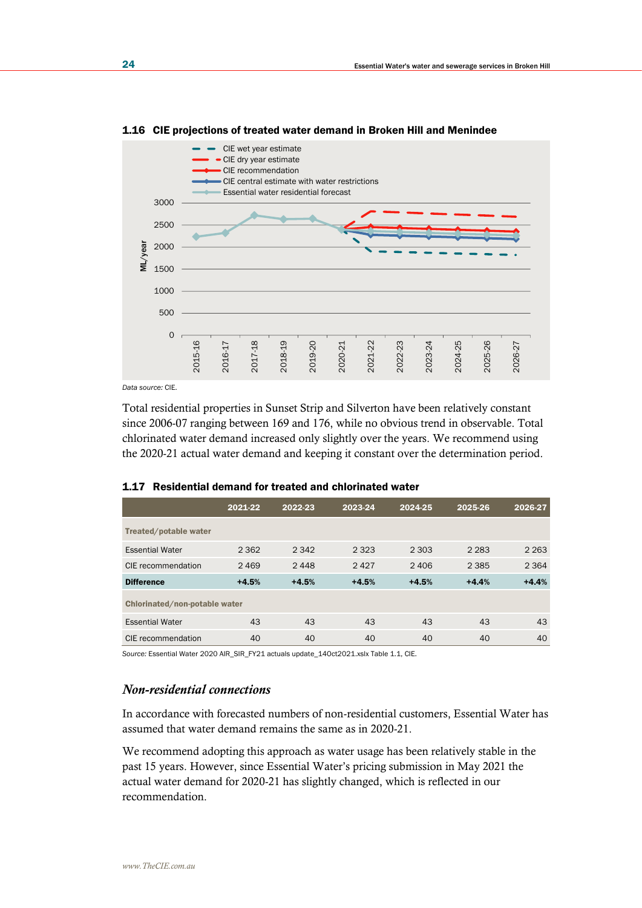### 1.16 CIE projections of treated water demand in Broken Hill and Menindee

*Data source:* CIE.

Total residential properties in Sunset Strip and Silverton have been relatively constant since 2006-07 ranging between 169 and 176, while no obvious trend in observable. Total chlorinated water demand increased only slightly over the years. We recommend using the 2020-21 actual water demand and keeping it constant over the determination period.

### 1.17 Residential demand for treated and chlorinated water

| | 2021-22 | 2022-23 | 2023-24 | 2024-25 | 2025-26 | 2026-27 |
|---|---|---|---|---|---|---|
| **Treated/potable water** | | | | | | |
| Essential Water | 2 362 | 2 342 | 2 323 | 2 303 | 2 283 | 2 263 |
| CIE recommendation | 2 469 | 2 448 | 2 427 | 2 406 | 2 385 | 2 364 |
| **Difference** | **+4.5%** | **+4.5%** | **+4.5%** | **+4.5%** | **+4.4%** | **+4.4%** |
| **Chlorinated/non-potable water** | | | | | | |
| Essential Water | 43 | 43 | 43 | 43 | 43 | 43 |
| CIE recommendation | 40 | 40 | 40 | 40 | 40 | 40 |

*Source:* Essential Water 2020 AIR_SIR_FY21 actuals update_14Oct2021.xlsx Table 1.1, CIE.

### *Non-residential connections*

In accordance with forecasted numbers of non-residential customers, Essential Water has assumed that water demand remains the same as in 2020-21.

We recommend adopting this approach as water usage has been relatively stable in the past 15 years. However, since Essential Water's pricing submission in May 2021 the actual water demand for 2020-21 has slightly changed, which is reflected in our recommendation.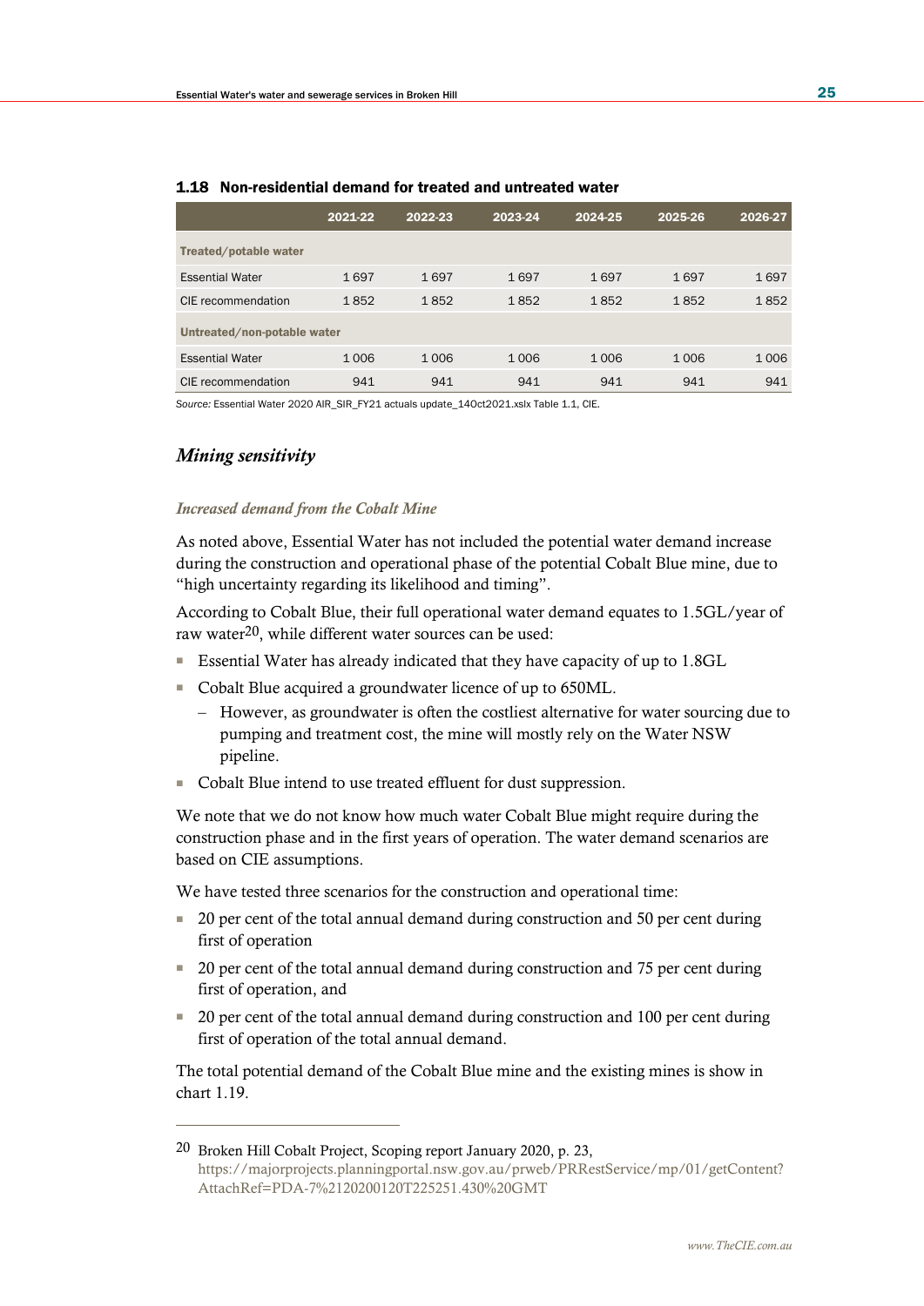**1.18 Non-residential demand for treated and untreated water**

| | 2021-22 | 2022-23 | 2023-24 | 2024-25 | 2025-26 | 2026-27 |
|---|---|---|---|---|---|---|
| **Treated/potable water** | | | | | | |
| Essential Water | 1 697 | 1 697 | 1 697 | 1 697 | 1 697 | 1 697 |
| CIE recommendation | 1 852 | 1 852 | 1 852 | 1 852 | 1 852 | 1 852 |
| **Untreated/non-potable water** | | | | | | |
| Essential Water | 1 006 | 1 006 | 1 006 | 1 006 | 1 006 | 1 006 |
| CIE recommendation | 941 | 941 | 941 | 941 | 941 | 941 |

*Source:* Essential Water 2020 AIR_SIR_FY21 actuals update_14Oct2021.xlsx Table 1.1, CIE.

## *Mining sensitivity*

### *Increased demand from the Cobalt Mine*

As noted above, Essential Water has not included the potential water demand increase during the construction and operational phase of the potential Cobalt Blue mine, due to "high uncertainty regarding its likelihood and timing".

According to Cobalt Blue, their full operational water demand equates to 1.5GL/year of raw water[20], while different water sources can be used:

- Essential Water has already indicated that they have capacity of up to 1.8GL
- Cobalt Blue acquired a groundwater licence of up to 650ML.
  - However, as groundwater is often the costliest alternative for water sourcing due to pumping and treatment cost, the mine will mostly rely on the Water NSW pipeline.
- Cobalt Blue intend to use treated effluent for dust suppression.

We note that we do not know how much water Cobalt Blue might require during the construction phase and in the first years of operation. The water demand scenarios are based on CIE assumptions.

We have tested three scenarios for the construction and operational time:

- 20 per cent of the total annual demand during construction and 50 per cent during first of operation
- 20 per cent of the total annual demand during construction and 75 per cent during first of operation, and
- 20 per cent of the total annual demand during construction and 100 per cent during first of operation of the total annual demand.

The total potential demand of the Cobalt Blue mine and the existing mines is show in chart 1.19.

---

[20] Broken Hill Cobalt Project, Scoping report January 2020, p. 23, https://majorprojects.planningportal.nsw.gov.au/prweb/PRRestService/mp/01/getContent?AttachRef=PDA-7%2120200120T225251.430%20GMT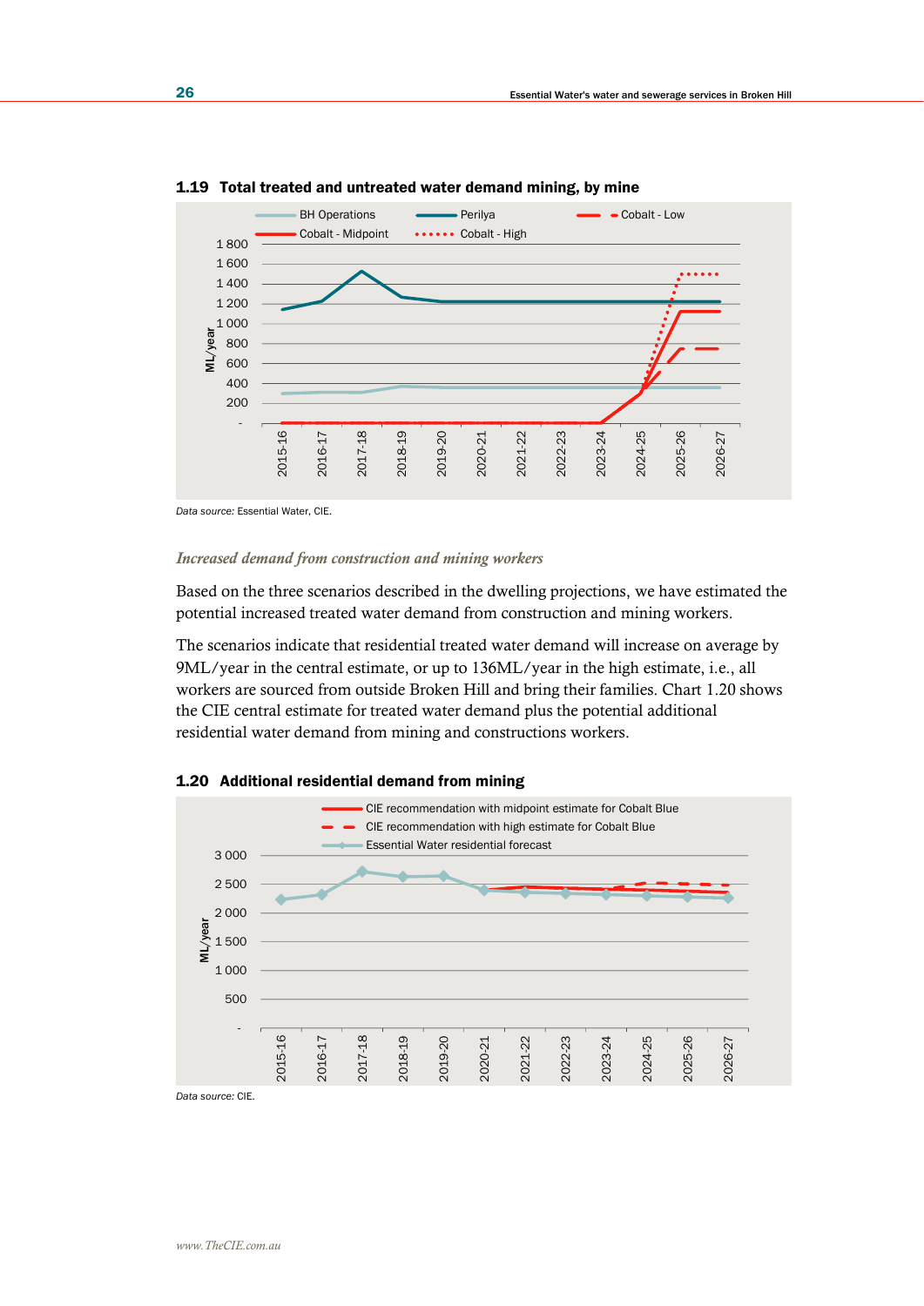### 1.19 Total treated and untreated water demand mining, by mine

Data source: Essential Water, CIE.

*Increased demand from construction and mining workers*

Based on the three scenarios described in the dwelling projections, we have estimated the potential increased treated water demand from construction and mining workers.

The scenarios indicate that residential treated water demand will increase on average by 9ML/year in the central estimate, or up to 136ML/year in the high estimate, i.e., all workers are sourced from outside Broken Hill and bring their families. Chart 1.20 shows the CIE central estimate for treated water demand plus the potential additional residential water demand from mining and constructions workers.

### 1.20 Additional residential demand from mining

Data source: CIE.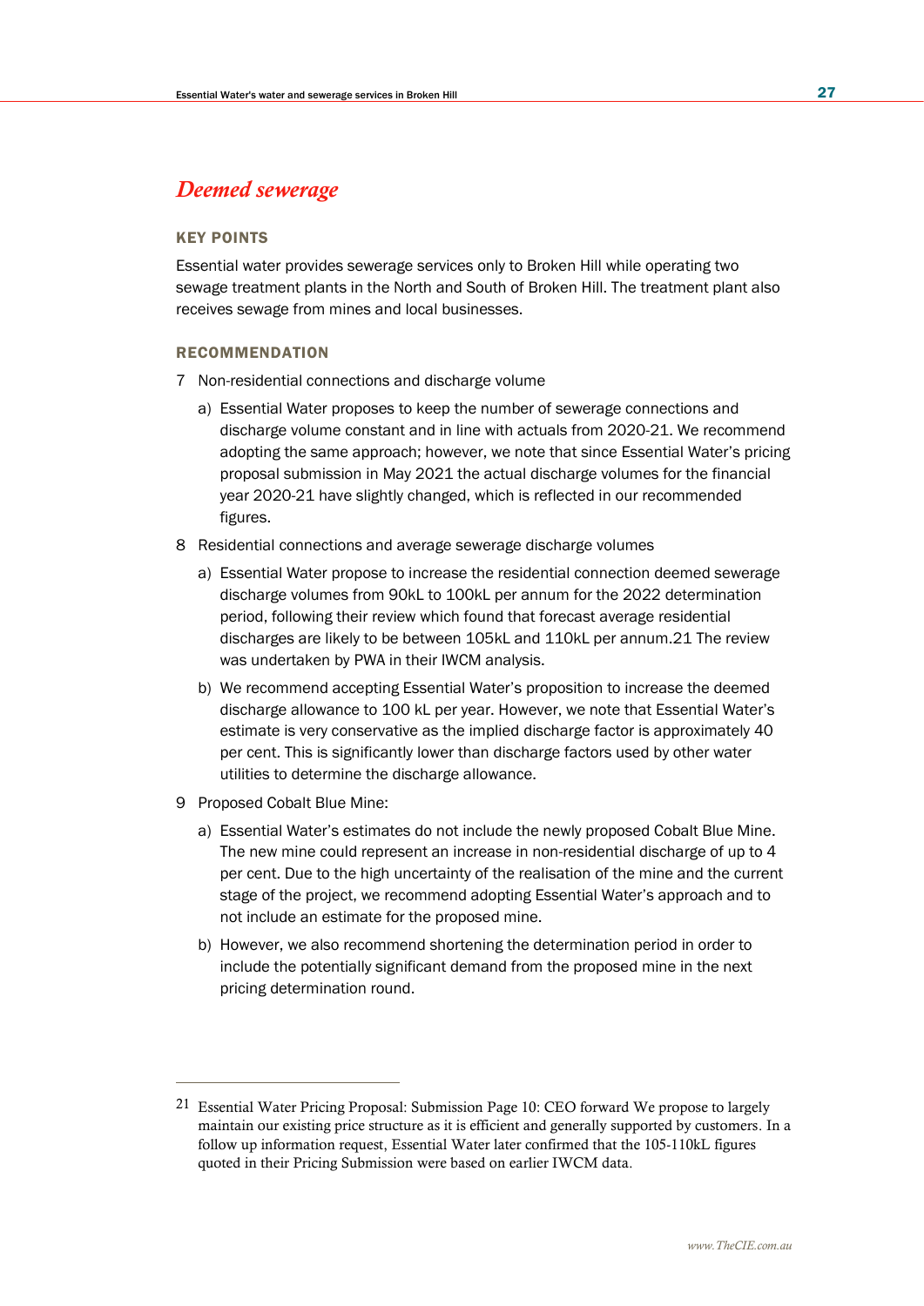## *Deemed sewerage*

### KEY POINTS

Essential water provides sewerage services only to Broken Hill while operating two sewage treatment plants in the North and South of Broken Hill. The treatment plant also receives sewage from mines and local businesses.

### RECOMMENDATION

7 Non-residential connections and discharge volume

   a) Essential Water proposes to keep the number of sewerage connections and discharge volume constant and in line with actuals from 2020-21. We recommend adopting the same approach; however, we note that since Essential Water's pricing proposal submission in May 2021 the actual discharge volumes for the financial year 2020-21 have slightly changed, which is reflected in our recommended figures.

8 Residential connections and average sewerage discharge volumes

   a) Essential Water propose to increase the residential connection deemed sewerage discharge volumes from 90kL to 100kL per annum for the 2022 determination period, following their review which found that forecast average residential discharges are likely to be between 105kL and 110kL per annum.[21] The review was undertaken by PWA in their IWCM analysis.

   b) We recommend accepting Essential Water's proposition to increase the deemed discharge allowance to 100 kL per year. However, we note that Essential Water's estimate is very conservative as the implied discharge factor is approximately 40 per cent. This is significantly lower than discharge factors used by other water utilities to determine the discharge allowance.

9 Proposed Cobalt Blue Mine:

   a) Essential Water's estimates do not include the newly proposed Cobalt Blue Mine. The new mine could represent an increase in non-residential discharge of up to 4 per cent. Due to the high uncertainty of the realisation of the mine and the current stage of the project, we recommend adopting Essential Water's approach and to not include an estimate for the proposed mine.

   b) However, we also recommend shortening the determination period in order to include the potentially significant demand from the proposed mine in the next pricing determination round.

---

[21] Essential Water Pricing Proposal: Submission Page 10: CEO forward We propose to largely maintain our existing price structure as it is efficient and generally supported by customers. In a follow up information request, Essential Water later confirmed that the 105-110kL figures quoted in their Pricing Submission were based on earlier IWCM data.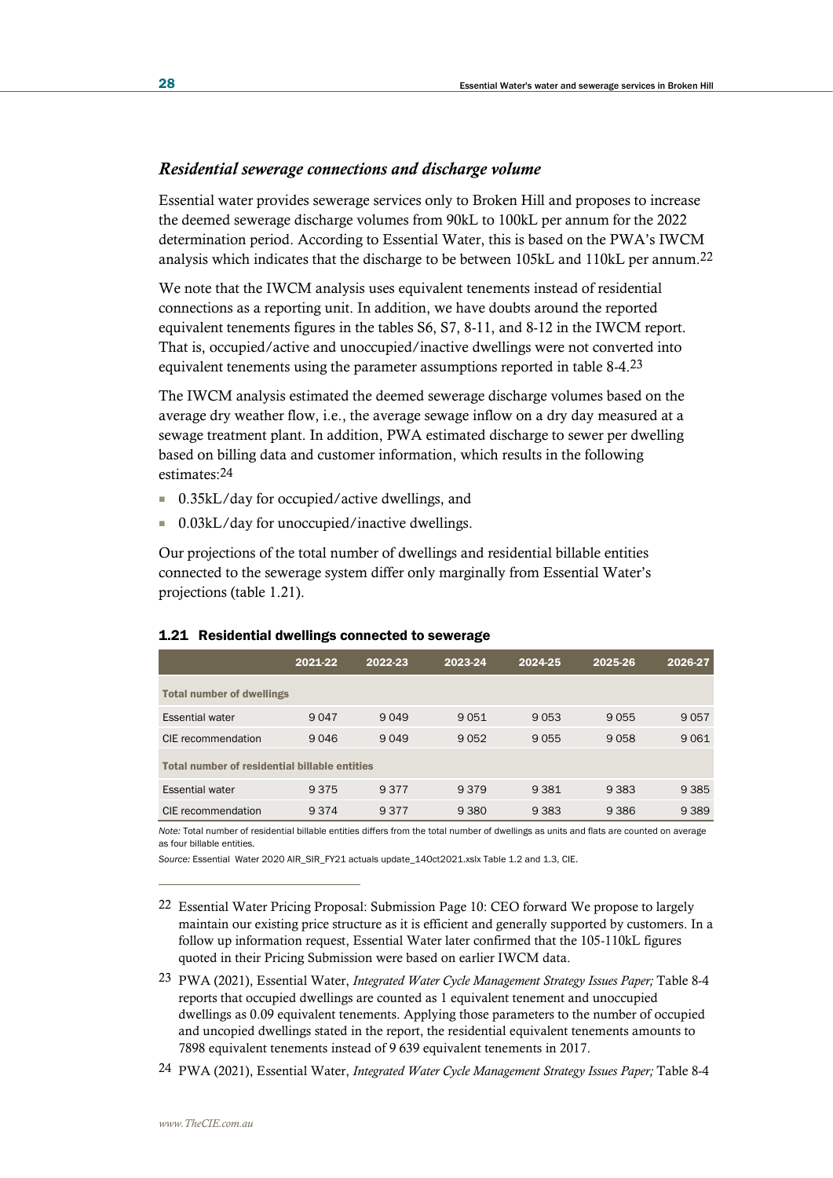### *Residential sewerage connections and discharge volume*

Essential water provides sewerage services only to Broken Hill and proposes to increase the deemed sewerage discharge volumes from 90kL to 100kL per annum for the 2022 determination period. According to Essential Water, this is based on the PWA's IWCM analysis which indicates that the discharge to be between 105kL and 110kL per annum.[22]

We note that the IWCM analysis uses equivalent tenements instead of residential connections as a reporting unit. In addition, we have doubts around the reported equivalent tenements figures in the tables S6, S7, 8-11, and 8-12 in the IWCM report. That is, occupied/active and unoccupied/inactive dwellings were not converted into equivalent tenements using the parameter assumptions reported in table 8-4.[23]

The IWCM analysis estimated the deemed sewerage discharge volumes based on the average dry weather flow, i.e., the average sewage inflow on a dry day measured at a sewage treatment plant. In addition, PWA estimated discharge to sewer per dwelling based on billing data and customer information, which results in the following estimates:[24]

- 0.35kL/day for occupied/active dwellings, and
- 0.03kL/day for unoccupied/inactive dwellings.

Our projections of the total number of dwellings and residential billable entities connected to the sewerage system differ only marginally from Essential Water's projections (table 1.21).

**1.21 Residential dwellings connected to sewerage**

| | 2021-22 | 2022-23 | 2023-24 | 2024-25 | 2025-26 | 2026-27 |
|---|---|---|---|---|---|---|
| **Total number of dwellings** | | | | | | |
| Essential water | 9 047 | 9 049 | 9 051 | 9 053 | 9 055 | 9 057 |
| CIE recommendation | 9 046 | 9 049 | 9 052 | 9 055 | 9 058 | 9 061 |
| **Total number of residential billable entities** | | | | | | |
| Essential water | 9 375 | 9 377 | 9 379 | 9 381 | 9 383 | 9 385 |
| CIE recommendation | 9 374 | 9 377 | 9 380 | 9 383 | 9 386 | 9 389 |

*Note:* Total number of residential billable entities differs from the total number of dwellings as units and flats are counted on average as four billable entities.

*Source:* Essential Water 2020 AIR_SIR_FY21 actuals update_14Oct2021.xslx Table 1.2 and 1.3, CIE.

---

22 Essential Water Pricing Proposal: Submission Page 10: CEO forward We propose to largely maintain our existing price structure as it is efficient and generally supported by customers. In a follow up information request, Essential Water later confirmed that the 105-110kL figures quoted in their Pricing Submission were based on earlier IWCM data.

23 PWA (2021), Essential Water, *Integrated Water Cycle Management Strategy Issues Paper;* Table 8-4 reports that occupied dwellings are counted as 1 equivalent tenement and unoccupied dwellings as 0.09 equivalent tenements. Applying those parameters to the number of occupied and uncopied dwellings stated in the report, the residential equivalent tenements amounts to 7898 equivalent tenements instead of 9 639 equivalent tenements in 2017.

24 PWA (2021), Essential Water, *Integrated Water Cycle Management Strategy Issues Paper;* Table 8-4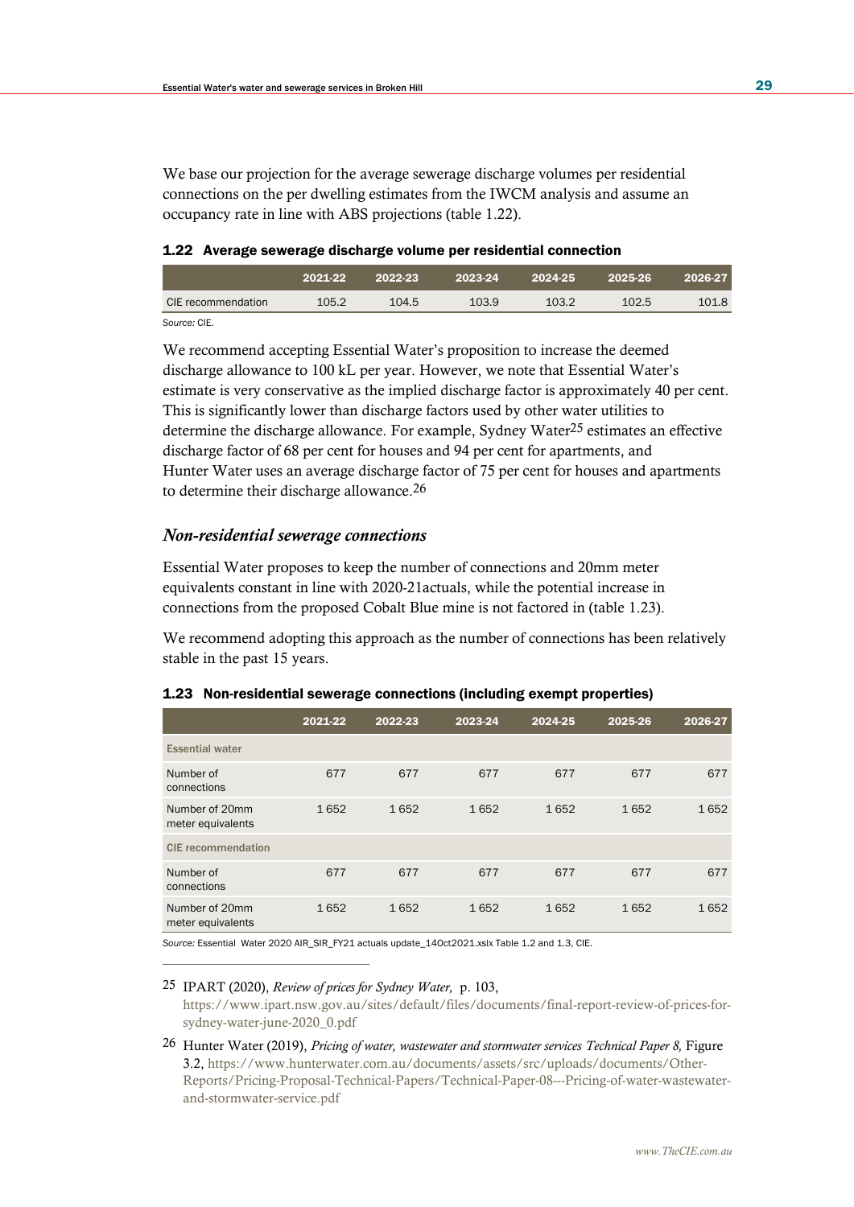We base our projection for the average sewerage discharge volumes per residential connections on the per dwelling estimates from the IWCM analysis and assume an occupancy rate in line with ABS projections (table 1.22).

**1.22 Average sewerage discharge volume per residential connection**

| | 2021-22 | 2022-23 | 2023-24 | 2024-25 | 2025-26 | 2026-27 |
|---|---|---|---|---|---|---|
| CIE recommendation | 105.2 | 104.5 | 103.9 | 103.2 | 102.5 | 101.8 |

*Source:* CIE.

We recommend accepting Essential Water's proposition to increase the deemed discharge allowance to 100 kL per year. However, we note that Essential Water's estimate is very conservative as the implied discharge factor is approximately 40 per cent. This is significantly lower than discharge factors used by other water utilities to determine the discharge allowance. For example, Sydney Water[25] estimates an effective discharge factor of 68 per cent for houses and 94 per cent for apartments, and Hunter Water uses an average discharge factor of 75 per cent for houses and apartments to determine their discharge allowance.[26]

### *Non-residential sewerage connections*

Essential Water proposes to keep the number of connections and 20mm meter equivalents constant in line with 2020-21actuals, while the potential increase in connections from the proposed Cobalt Blue mine is not factored in (table 1.23).

We recommend adopting this approach as the number of connections has been relatively stable in the past 15 years.

**1.23 Non-residential sewerage connections (including exempt properties)**

| | 2021-22 | 2022-23 | 2023-24 | 2024-25 | 2025-26 | 2026-27 |
|---|---|---|---|---|---|---|
| **Essential water** | | | | | | |
| Number of connections | 677 | 677 | 677 | 677 | 677 | 677 |
| Number of 20mm meter equivalents | 1 652 | 1 652 | 1 652 | 1 652 | 1 652 | 1 652 |
| **CIE recommendation** | | | | | | |
| Number of connections | 677 | 677 | 677 | 677 | 677 | 677 |
| Number of 20mm meter equivalents | 1 652 | 1 652 | 1 652 | 1 652 | 1 652 | 1 652 |

*Source:* Essential Water 2020 AIR_SIR_FY21 actuals update_14Oct2021.xslx Table 1.2 and 1.3, CIE.

---

[25] IPART (2020), *Review of prices for Sydney Water,* p. 103, https://www.ipart.nsw.gov.au/sites/default/files/documents/final-report-review-of-prices-for-sydney-water-june-2020_0.pdf

[26] Hunter Water (2019), *Pricing of water, wastewater and stormwater services Technical Paper 8,* Figure 3.2, https://www.hunterwater.com.au/documents/assets/src/uploads/documents/Other-Reports/Pricing-Proposal-Technical-Papers/Technical-Paper-08---Pricing-of-water-wastewater-and-stormwater-service.pdf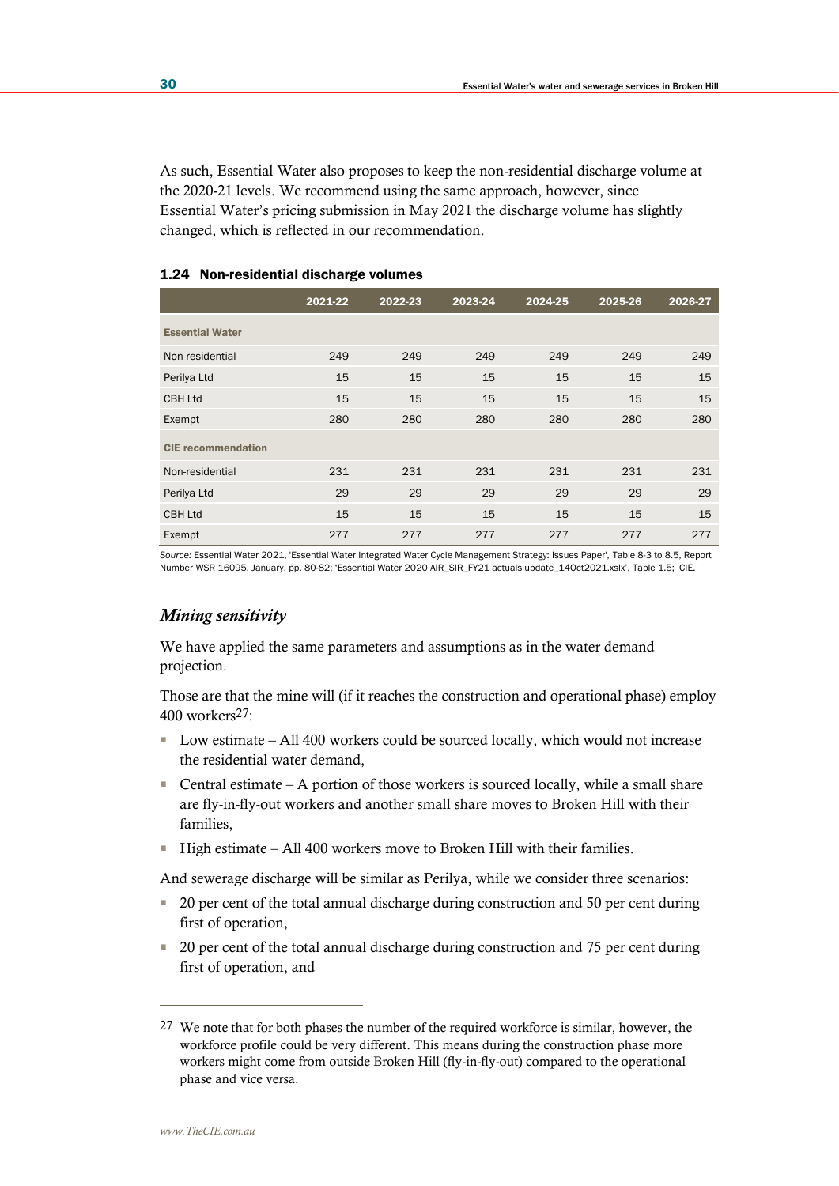As such, Essential Water also proposes to keep the non-residential discharge volume at the 2020-21 levels. We recommend using the same approach, however, since Essential Water's pricing submission in May 2021 the discharge volume has slightly changed, which is reflected in our recommendation.

**1.24 Non-residential discharge volumes**

| | 2021-22 | 2022-23 | 2023-24 | 2024-25 | 2025-26 | 2026-27 |
|---|---|---|---|---|---|---|
| **Essential Water** | | | | | | |
| Non-residential | 249 | 249 | 249 | 249 | 249 | 249 |
| Perilya Ltd | 15 | 15 | 15 | 15 | 15 | 15 |
| CBH Ltd | 15 | 15 | 15 | 15 | 15 | 15 |
| Exempt | 280 | 280 | 280 | 280 | 280 | 280 |
| **CIE recommendation** | | | | | | |
| Non-residential | 231 | 231 | 231 | 231 | 231 | 231 |
| Perilya Ltd | 29 | 29 | 29 | 29 | 29 | 29 |
| CBH Ltd | 15 | 15 | 15 | 15 | 15 | 15 |
| Exempt | 277 | 277 | 277 | 277 | 277 | 277 |

*Source:* Essential Water 2021, 'Essential Water Integrated Water Cycle Management Strategy: Issues Paper', Table 8-3 to 8.5, Report Number WSR 16095, January, pp. 80-82; 'Essential Water 2020 AIR_SIR_FY21 actuals update_14Oct2021.xslx', Table 1.5; CIE.

### *Mining sensitivity*

We have applied the same parameters and assumptions as in the water demand projection.

Those are that the mine will (if it reaches the construction and operational phase) employ 400 workers[27]:

- Low estimate – All 400 workers could be sourced locally, which would not increase the residential water demand,
- Central estimate – A portion of those workers is sourced locally, while a small share are fly-in-fly-out workers and another small share moves to Broken Hill with their families,
- High estimate – All 400 workers move to Broken Hill with their families.

And sewerage discharge will be similar as Perilya, while we consider three scenarios:

- 20 per cent of the total annual discharge during construction and 50 per cent during first of operation,
- 20 per cent of the total annual discharge during construction and 75 per cent during first of operation, and

---

27 We note that for both phases the number of the required workforce is similar, however, the workforce profile could be very different. This means during the construction phase more workers might come from outside Broken Hill (fly-in-fly-out) compared to the operational phase and vice versa.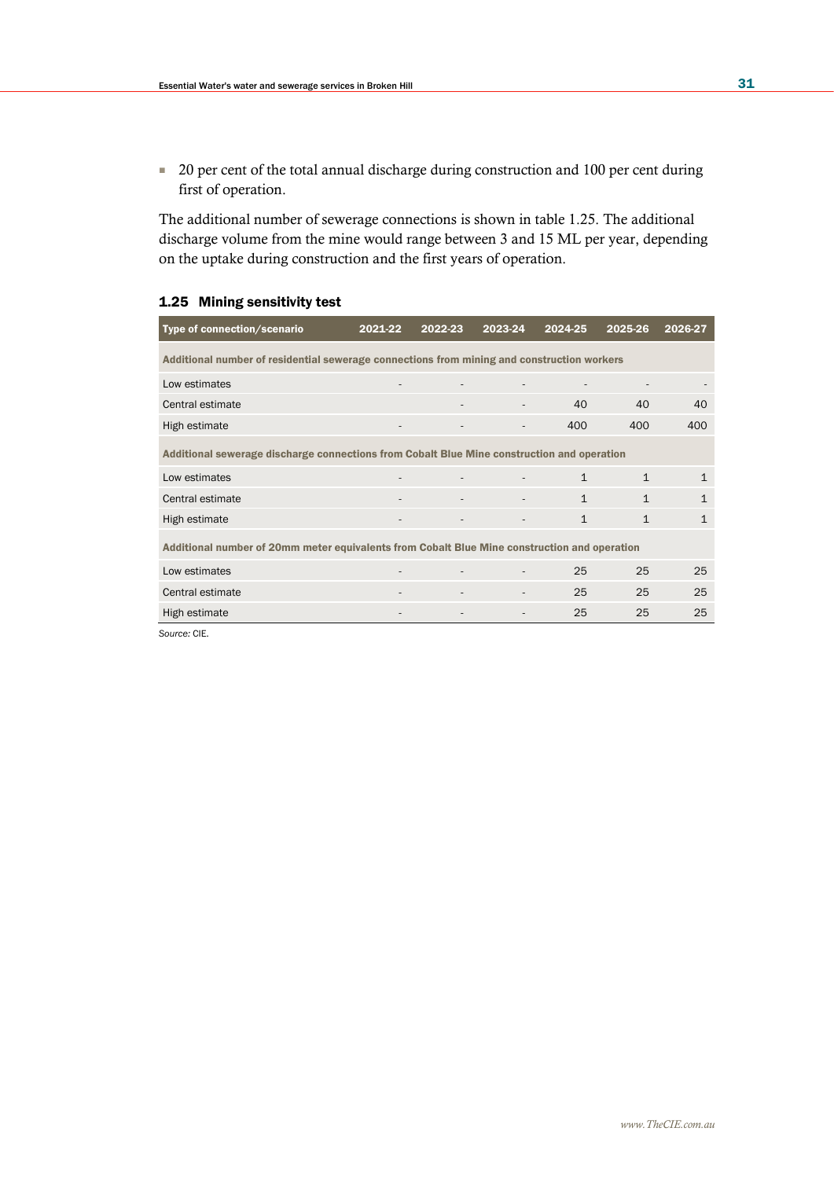- 20 per cent of the total annual discharge during construction and 100 per cent during first of operation.

The additional number of sewerage connections is shown in table 1.25. The additional discharge volume from the mine would range between 3 and 15 ML per year, depending on the uptake during construction and the first years of operation.

### 1.25 Mining sensitivity test

| Type of connection/scenario | 2021-22 | 2022-23 | 2023-24 | 2024-25 | 2025-26 | 2026-27 |
|---|---|---|---|---|---|---|
| **Additional number of residential sewerage connections from mining and construction workers** | | | | | | |
| Low estimates | - | - | - | - | - | - |
| Central estimate | | - | - | 40 | 40 | 40 |
| High estimate | - | - | - | 400 | 400 | 400 |
| **Additional sewerage discharge connections from Cobalt Blue Mine construction and operation** | | | | | | |
| Low estimates | - | - | - | 1 | 1 | 1 |
| Central estimate | - | - | - | 1 | 1 | 1 |
| High estimate | - | - | - | 1 | 1 | 1 |
| **Additional number of 20mm meter equivalents from Cobalt Blue Mine construction and operation** | | | | | | |
| Low estimates | - | - | - | 25 | 25 | 25 |
| Central estimate | - | - | - | 25 | 25 | 25 |
| High estimate | - | - | - | 25 | 25 | 25 |

*Source:* CIE.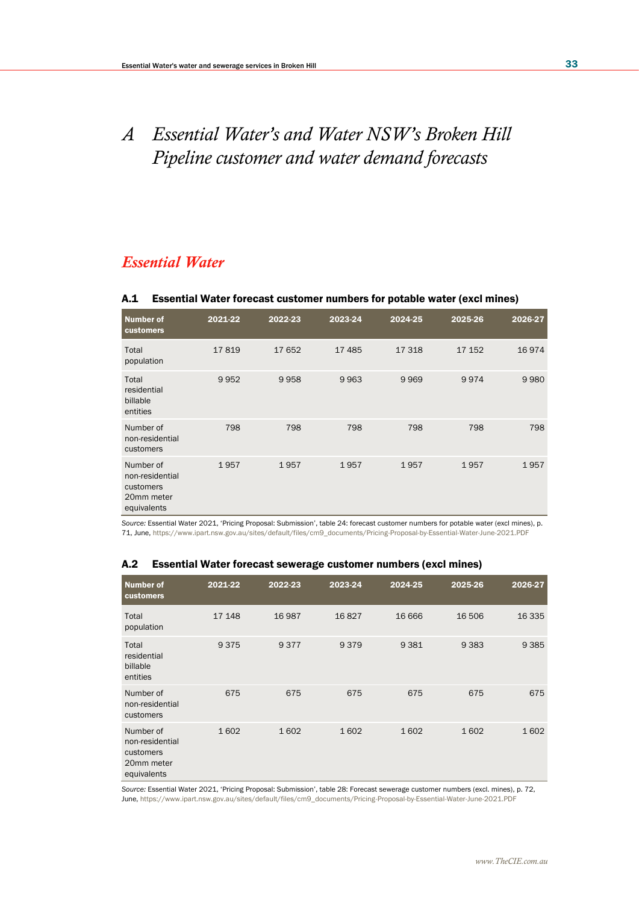# A Essential Water's and Water NSW's Broken Hill Pipeline customer and water demand forecasts

## Essential Water

### A.1 Essential Water forecast customer numbers for potable water (excl mines)

| Number of customers | 2021-22 | 2022-23 | 2023-24 | 2024-25 | 2025-26 | 2026-27 |
|---|---|---|---|---|---|---|
| Total population | 17 819 | 17 652 | 17 485 | 17 318 | 17 152 | 16 974 |
| Total residential billable entities | 9 952 | 9 958 | 9 963 | 9 969 | 9 974 | 9 980 |
| Number of non-residential customers | 798 | 798 | 798 | 798 | 798 | 798 |
| Number of non-residential customers 20mm meter equivalents | 1 957 | 1 957 | 1 957 | 1 957 | 1 957 | 1 957 |

*Source:* Essential Water 2021, 'Pricing Proposal: Submission', table 24: forecast customer numbers for potable water (excl mines), p. 71, June, https://www.ipart.nsw.gov.au/sites/default/files/cm9_documents/Pricing-Proposal-by-Essential-Water-June-2021.PDF

### A.2 Essential Water forecast sewerage customer numbers (excl mines)

| Number of customers | 2021-22 | 2022-23 | 2023-24 | 2024-25 | 2025-26 | 2026-27 |
|---|---|---|---|---|---|---|
| Total population | 17 148 | 16 987 | 16 827 | 16 666 | 16 506 | 16 335 |
| Total residential billable entities | 9 375 | 9 377 | 9 379 | 9 381 | 9 383 | 9 385 |
| Number of non-residential customers | 675 | 675 | 675 | 675 | 675 | 675 |
| Number of non-residential customers 20mm meter equivalents | 1 602 | 1 602 | 1 602 | 1 602 | 1 602 | 1 602 |

*Source:* Essential Water 2021, 'Pricing Proposal: Submission', table 28: Forecast sewerage customer numbers (excl. mines), p. 72, June, https://www.ipart.nsw.gov.au/sites/default/files/cm9_documents/Pricing-Proposal-by-Essential-Water-June-2021.PDF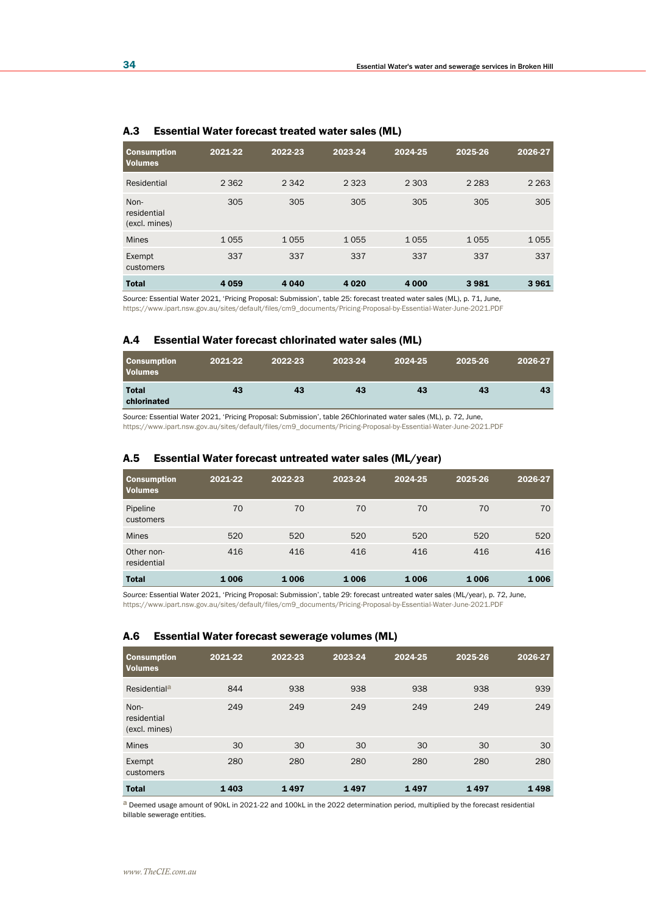### A.3 Essential Water forecast treated water sales (ML)

| Consumption Volumes | 2021-22 | 2022-23 | 2023-24 | 2024-25 | 2025-26 | 2026-27 |
|---|---|---|---|---|---|---|
| Residential | 2 362 | 2 342 | 2 323 | 2 303 | 2 283 | 2 263 |
| Non-residential (excl. mines) | 305 | 305 | 305 | 305 | 305 | 305 |
| Mines | 1 055 | 1 055 | 1 055 | 1 055 | 1 055 | 1 055 |
| Exempt customers | 337 | 337 | 337 | 337 | 337 | 337 |
| **Total** | **4 059** | **4 040** | **4 020** | **4 000** | **3 981** | **3 961** |

*Source:* Essential Water 2021, 'Pricing Proposal: Submission', table 25: forecast treated water sales (ML), p. 71, June, https://www.ipart.nsw.gov.au/sites/default/files/cm9_documents/Pricing-Proposal-by-Essential-Water-June-2021.PDF

### A.4 Essential Water forecast chlorinated water sales (ML)

| Consumption Volumes | 2021-22 | 2022-23 | 2023-24 | 2024-25 | 2025-26 | 2026-27 |
|---|---|---|---|---|---|---|
| **Total chlorinated** | **43** | **43** | **43** | **43** | **43** | **43** |

*Source:* Essential Water 2021, 'Pricing Proposal: Submission', table 26Chlorinated water sales (ML), p. 72, June, https://www.ipart.nsw.gov.au/sites/default/files/cm9_documents/Pricing-Proposal-by-Essential-Water-June-2021.PDF

### A.5 Essential Water forecast untreated water sales (ML/year)

| Consumption Volumes | 2021-22 | 2022-23 | 2023-24 | 2024-25 | 2025-26 | 2026-27 |
|---|---|---|---|---|---|---|
| Pipeline customers | 70 | 70 | 70 | 70 | 70 | 70 |
| Mines | 520 | 520 | 520 | 520 | 520 | 520 |
| Other non-residential | 416 | 416 | 416 | 416 | 416 | 416 |
| **Total** | **1 006** | **1 006** | **1 006** | **1 006** | **1 006** | **1 006** |

*Source:* Essential Water 2021, 'Pricing Proposal: Submission', table 29: forecast untreated water sales (ML/year), p. 72, June, https://www.ipart.nsw.gov.au/sites/default/files/cm9_documents/Pricing-Proposal-by-Essential-Water-June-2021.PDF

### A.6 Essential Water forecast sewerage volumes (ML)

| Consumption Volumes | 2021-22 | 2022-23 | 2023-24 | 2024-25 | 2025-26 | 2026-27 |
|---|---|---|---|---|---|---|
| Residential[a] | 844 | 938 | 938 | 938 | 938 | 939 |
| Non-residential (excl. mines) | 249 | 249 | 249 | 249 | 249 | 249 |
| Mines | 30 | 30 | 30 | 30 | 30 | 30 |
| Exempt customers | 280 | 280 | 280 | 280 | 280 | 280 |
| **Total** | **1 403** | **1 497** | **1 497** | **1 497** | **1 497** | **1 498** |

[a] Deemed usage amount of 90kL in 2021-22 and 100kL in the 2022 determination period, multiplied by the forecast residential billable sewerage entities.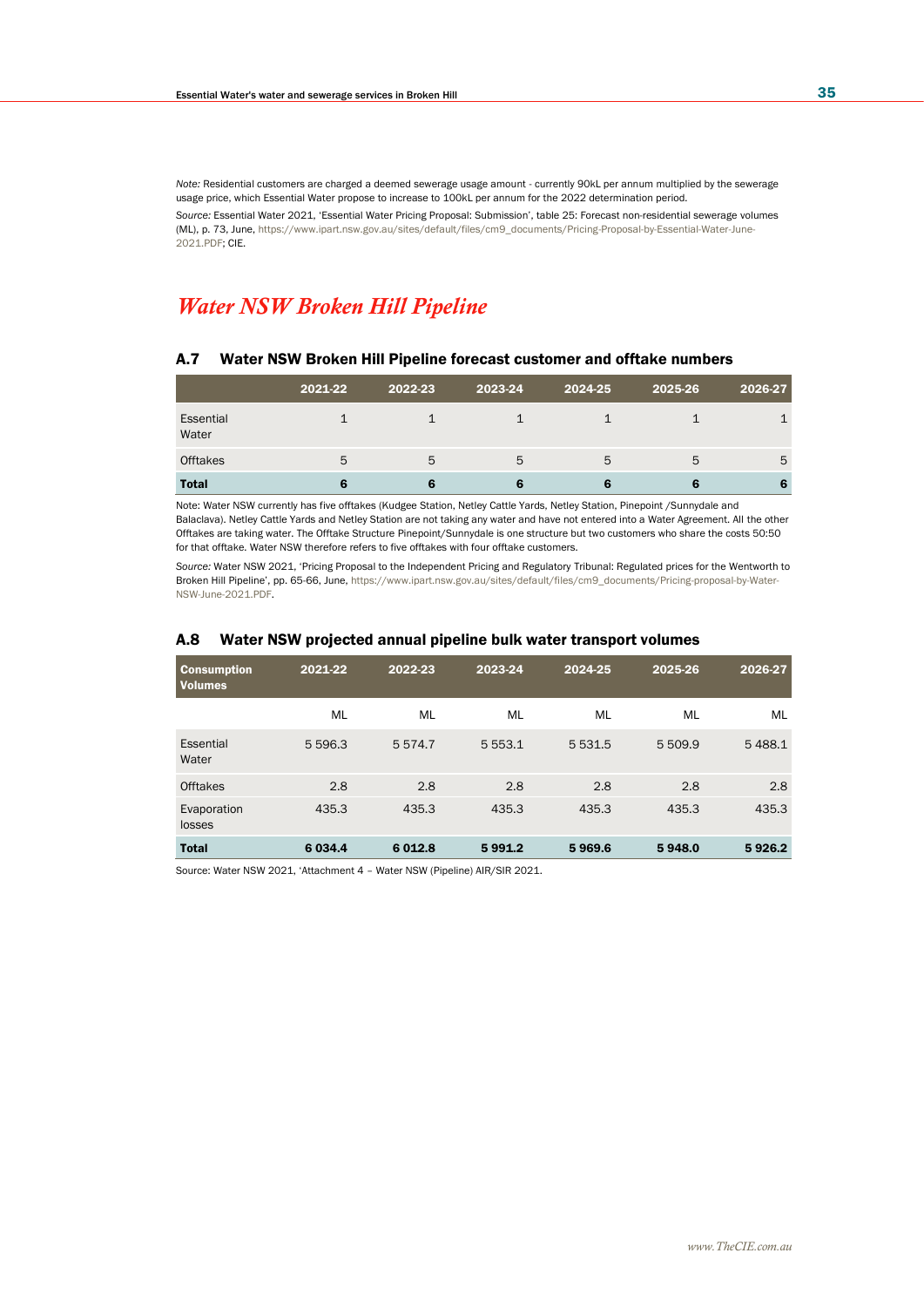*Note:* Residential customers are charged a deemed sewerage usage amount - currently 90kL per annum multiplied by the sewerage usage price, which Essential Water propose to increase to 100kL per annum for the 2022 determination period.

*Source:* Essential Water 2021, 'Essential Water Pricing Proposal: Submission', table 25: Forecast non-residential sewerage volumes (ML), p. 73, June, https://www.ipart.nsw.gov.au/sites/default/files/cm9_documents/Pricing-Proposal-by-Essential-Water-June-2021.PDF; CIE.

## *Water NSW Broken Hill Pipeline*

### A.7 Water NSW Broken Hill Pipeline forecast customer and offtake numbers

| | 2021-22 | 2022-23 | 2023-24 | 2024-25 | 2025-26 | 2026-27 |
|---|---|---|---|---|---|---|
| Essential Water | 1 | 1 | 1 | 1 | 1 | 1 |
| Offtakes | 5 | 5 | 5 | 5 | 5 | 5 |
| **Total** | **6** | **6** | **6** | **6** | **6** | **6** |

Note: Water NSW currently has five offtakes (Kudgee Station, Netley Cattle Yards, Netley Station, Pinepoint /Sunnydale and Balaclava). Netley Cattle Yards and Netley Station are not taking any water and have not entered into a Water Agreement. All the other Offtakes are taking water. The Offtake Structure Pinepoint/Sunnydale is one structure but two customers who share the costs 50:50 for that offtake. Water NSW therefore refers to five offtakes with four offtake customers.

*Source:* Water NSW 2021, 'Pricing Proposal to the Independent Pricing and Regulatory Tribunal: Regulated prices for the Wentworth to Broken Hill Pipeline', pp. 65-66, June, https://www.ipart.nsw.gov.au/sites/default/files/cm9_documents/Pricing-proposal-by-Water-NSW-June-2021.PDF.

### A.8 Water NSW projected annual pipeline bulk water transport volumes

| Consumption Volumes | 2021-22 | 2022-23 | 2023-24 | 2024-25 | 2025-26 | 2026-27 |
|---|---|---|---|---|---|---|
| | ML | ML | ML | ML | ML | ML |
| Essential Water | 5 596.3 | 5 574.7 | 5 553.1 | 5 531.5 | 5 509.9 | 5 488.1 |
| Offtakes | 2.8 | 2.8 | 2.8 | 2.8 | 2.8 | 2.8 |
| Evaporation losses | 435.3 | 435.3 | 435.3 | 435.3 | 435.3 | 435.3 |
| **Total** | **6 034.4** | **6 012.8** | **5 991.2** | **5 969.6** | **5 948.0** | **5 926.2** |

Source: Water NSW 2021, 'Attachment 4 – Water NSW (Pipeline) AIR/SIR 2021.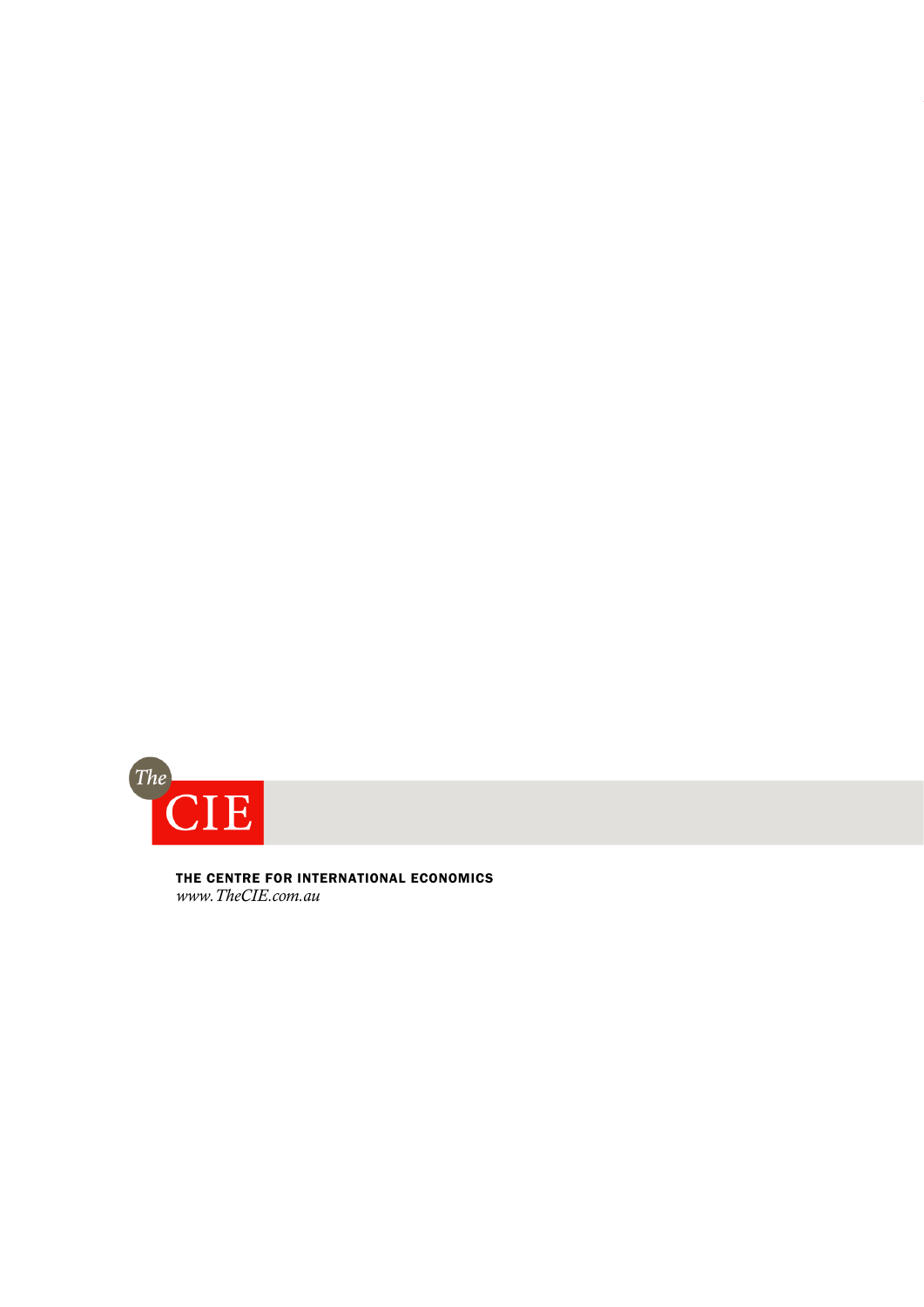The

CIE

**THE CENTRE FOR INTERNATIONAL ECONOMICS**
*www.TheCIE.com.au*